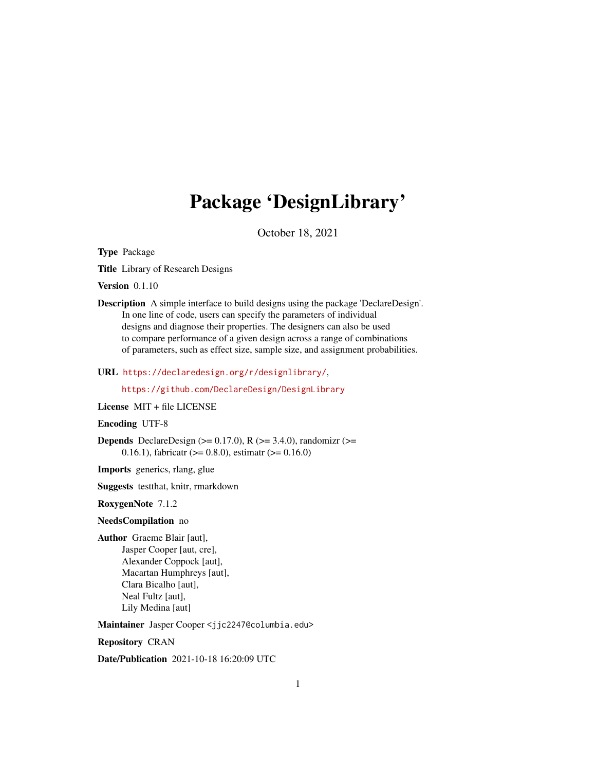# Package 'DesignLibrary'

October 18, 2021

**Type** Package

**Title** Library of Research Designs

**Version** 0.1.10

**Description** A simple interface to build designs using the package 'DeclareDesign'. In one line of code, users can specify the parameters of individual designs and diagnose their properties. The designers can also be used to compare performance of a given design across a range of combinations of parameters, such as effect size, sample size, and assignment probabilities.

**URL** https://declaredesign.org/r/designlibrary/,

https://github.com/DeclareDesign/DesignLibrary

**License** MIT + file LICENSE

**Encoding** UTF-8

**Depends** DeclareDesign (>= 0.17.0), R (>= 3.4.0), randomizr (>= 0.16.1), fabricatr (>= 0.8.0), estimatr (>= 0.16.0)

**Imports** generics, rlang, glue

**Suggests** testthat, knitr, rmarkdown

**RoxygenNote** 7.1.2

**NeedsCompilation** no

**Author** Graeme Blair [aut],
Jasper Cooper [aut, cre],
Alexander Coppock [aut],
Macartan Humphreys [aut],
Clara Bicalho [aut],
Neal Fultz [aut],
Lily Medina [aut]

**Maintainer** Jasper Cooper <jjc2247@columbia.edu>

**Repository** CRAN

**Date/Publication** 2021-10-18 16:20:09 UTC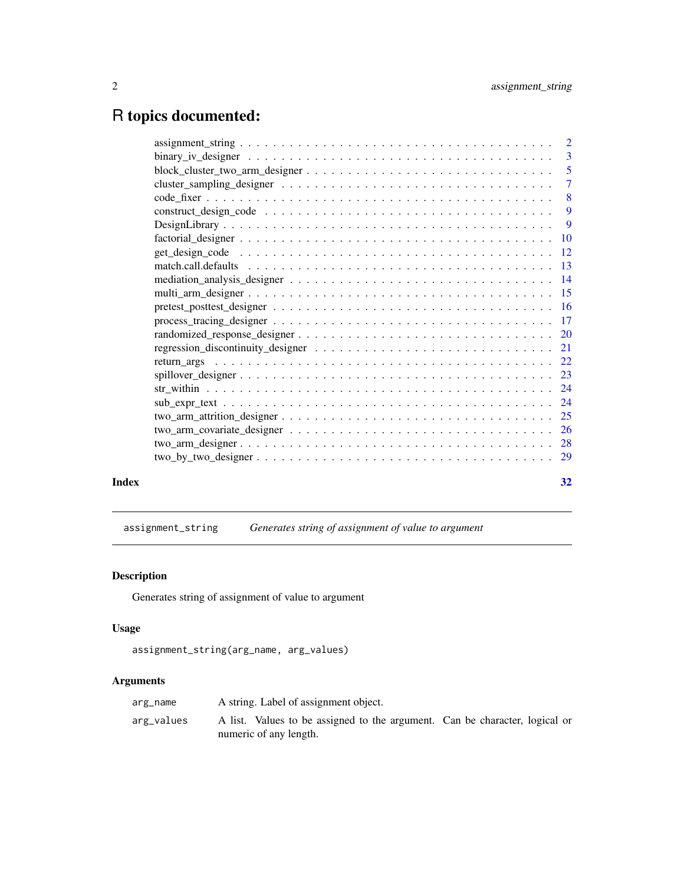# R topics documented:

| | |
|---|---|
| assignment_string | 2 |
| binary_iv_designer | 3 |
| block_cluster_two_arm_designer | 5 |
| cluster_sampling_designer | 7 |
| code_fixer | 8 |
| construct_design_code | 9 |
| DesignLibrary | 9 |
| factorial_designer | 10 |
| get_design_code | 12 |
| match.call.defaults | 13 |
| mediation_analysis_designer | 14 |
| multi_arm_designer | 15 |
| pretest_posttest_designer | 16 |
| process_tracing_designer | 17 |
| randomized_response_designer | 20 |
| regression_discontinuity_designer | 21 |
| return_args | 22 |
| spillover_designer | 23 |
| str_within | 24 |
| sub_expr_text | 24 |
| two_arm_attrition_designer | 25 |
| two_arm_covariate_designer | 26 |
| two_arm_designer | 28 |
| two_by_two_designer | 29 |
| **Index** | **32** |

---

`assignment_string` *Generates string of assignment of value to argument*

---

## Description

Generates string of assignment of value to argument

## Usage

```
assignment_string(arg_name, arg_values)
```

## Arguments

| | |
|---|---|
| `arg_name` | A string. Label of assignment object. |
| `arg_values` | A list. Values to be assigned to the argument. Can be character, logical or numeric of any length. |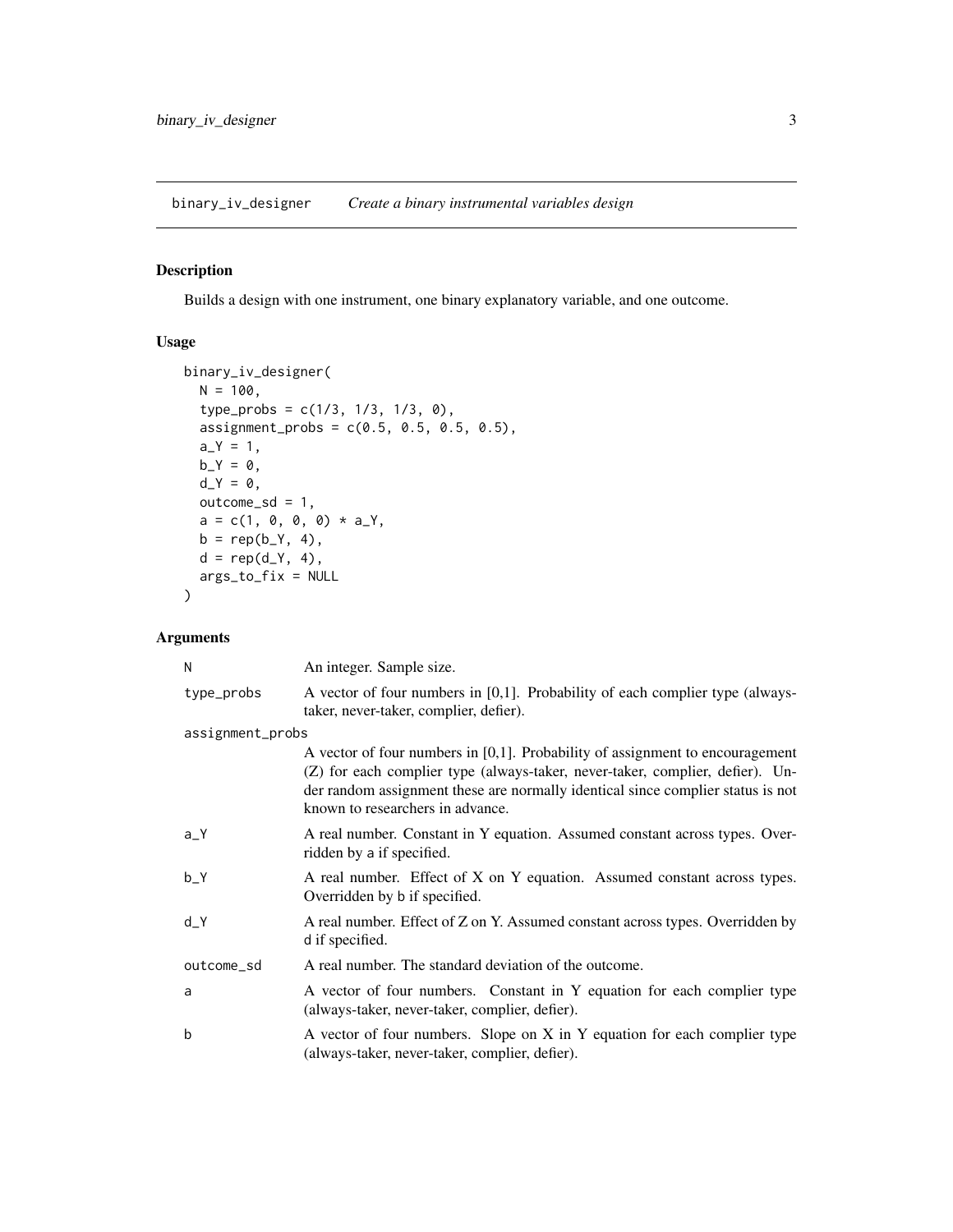# binary_iv_designer *Create a binary instrumental variables design*

## Description

Builds a design with one instrument, one binary explanatory variable, and one outcome.

## Usage

```
binary_iv_designer(
  N = 100,
  type_probs = c(1/3, 1/3, 1/3, 0),
  assignment_probs = c(0.5, 0.5, 0.5, 0.5),
  a_Y = 1,
  b_Y = 0,
  d_Y = 0,
  outcome_sd = 1,
  a = c(1, 0, 0, 0) * a_Y,
  b = rep(b_Y, 4),
  d = rep(d_Y, 4),
  args_to_fix = NULL
)
```

## Arguments

| Argument | Description |
|---|---|
| N | An integer. Sample size. |
| type_probs | A vector of four numbers in [0,1]. Probability of each complier type (always-taker, never-taker, complier, defier). |
| assignment_probs | A vector of four numbers in [0,1]. Probability of assignment to encouragement (Z) for each complier type (always-taker, never-taker, complier, defier). Under random assignment these are normally identical since complier status is not known to researchers in advance. |
| a_Y | A real number. Constant in Y equation. Assumed constant across types. Overridden by a if specified. |
| b_Y | A real number. Effect of X on Y equation. Assumed constant across types. Overridden by b if specified. |
| d_Y | A real number. Effect of Z on Y. Assumed constant across types. Overridden by d if specified. |
| outcome_sd | A real number. The standard deviation of the outcome. |
| a | A vector of four numbers. Constant in Y equation for each complier type (always-taker, never-taker, complier, defier). |
| b | A vector of four numbers. Slope on X in Y equation for each complier type (always-taker, never-taker, complier, defier). |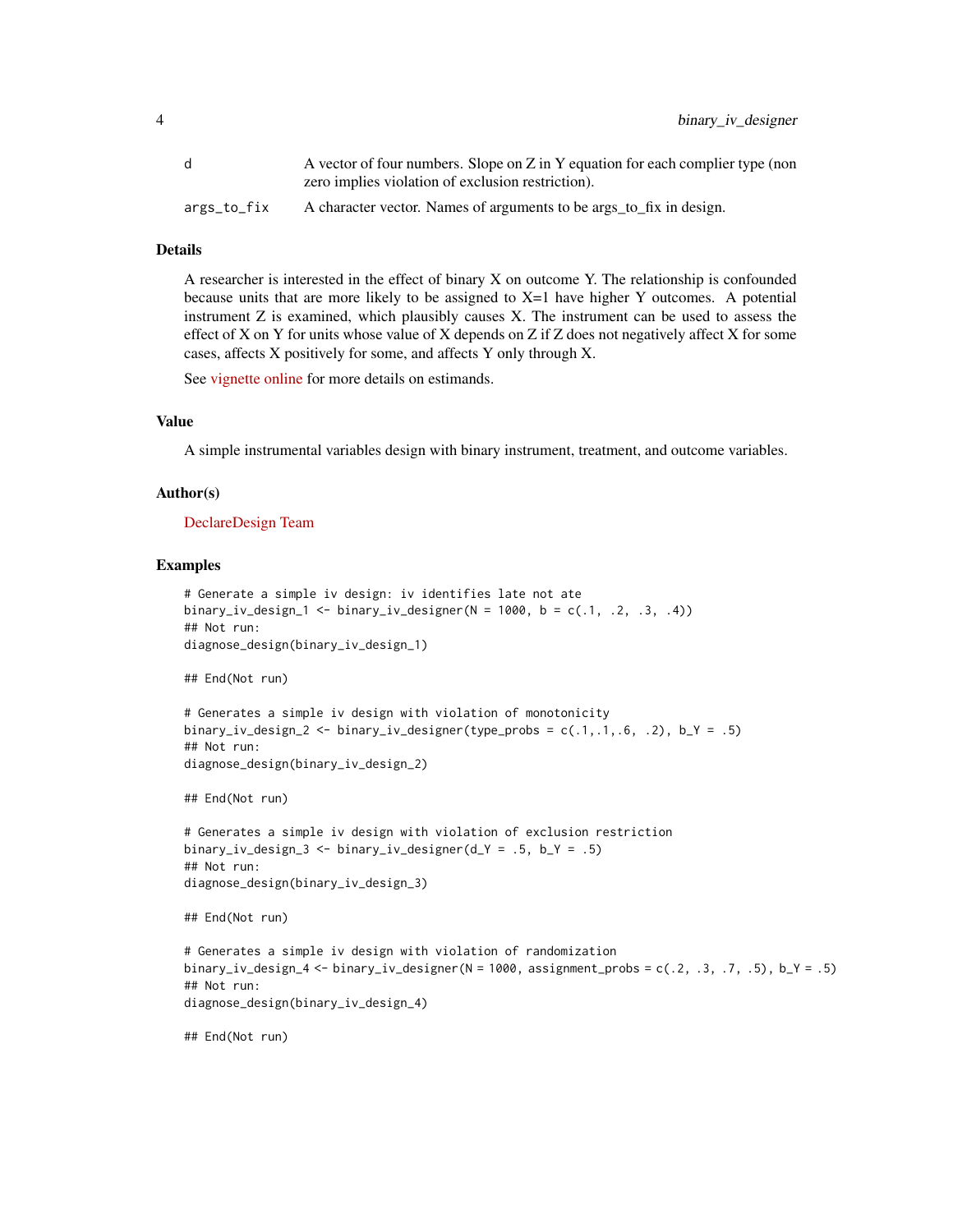| | |
|---|---|
| d | A vector of four numbers. Slope on Z in Y equation for each complier type (non zero implies violation of exclusion restriction). |
| args_to_fix | A character vector. Names of arguments to be args_to_fix in design. |

## Details

A researcher is interested in the effect of binary X on outcome Y. The relationship is confounded because units that are more likely to be assigned to X=1 have higher Y outcomes. A potential instrument Z is examined, which plausibly causes X. The instrument can be used to assess the effect of X on Y for units whose value of X depends on Z if Z does not negatively affect X for some cases, affects X positively for some, and affects Y only through X.

See vignette online for more details on estimands.

## Value

A simple instrumental variables design with binary instrument, treatment, and outcome variables.

## Author(s)

DeclareDesign Team

## Examples

```
# Generate a simple iv design: iv identifies late not ate
binary_iv_design_1 <- binary_iv_designer(N = 1000, b = c(.1, .2, .3, .4))
## Not run:
diagnose_design(binary_iv_design_1)

## End(Not run)

# Generates a simple iv design with violation of monotonicity
binary_iv_design_2 <- binary_iv_designer(type_probs = c(.1,.1,.6, .2), b_Y = .5)
## Not run:
diagnose_design(binary_iv_design_2)

## End(Not run)

# Generates a simple iv design with violation of exclusion restriction
binary_iv_design_3 <- binary_iv_designer(d_Y = .5, b_Y = .5)
## Not run:
diagnose_design(binary_iv_design_3)

## End(Not run)

# Generates a simple iv design with violation of randomization
binary_iv_design_4 <- binary_iv_designer(N = 1000, assignment_probs = c(.2, .3, .7, .5), b_Y = .5)
## Not run:
diagnose_design(binary_iv_design_4)

## End(Not run)
```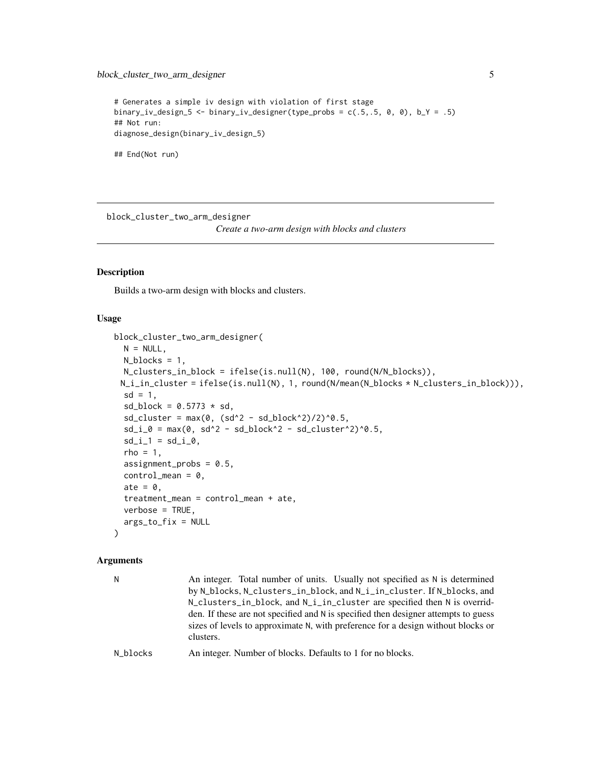```
# Generates a simple iv design with violation of first stage
binary_iv_design_5 <- binary_iv_designer(type_probs = c(.5,.5, 0, 0), b_Y = .5)
## Not run:
diagnose_design(binary_iv_design_5)

## End(Not run)
```

---

## block_cluster_two_arm_designer

*Create a two-arm design with blocks and clusters*

---

### Description

Builds a two-arm design with blocks and clusters.

### Usage

```
block_cluster_two_arm_designer(
  N = NULL,
  N_blocks = 1,
  N_clusters_in_block = ifelse(is.null(N), 100, round(N/N_blocks)),
 N_i_in_cluster = ifelse(is.null(N), 1, round(N/mean(N_blocks * N_clusters_in_block))),
  sd = 1,
  sd_block = 0.5773 * sd,
  sd_cluster = max(0, (sd^2 - sd_block^2)/2)^0.5,
  sd_i_0 = max(0, sd^2 - sd_block^2 - sd_cluster^2)^0.5,
  sd_i_1 = sd_i_0,
  rho = 1,
  assignment_probs = 0.5,
  control_mean = 0,
  ate = 0,
  treatment_mean = control_mean + ate,
  verbose = TRUE,
  args_to_fix = NULL
)
```

### Arguments

| | |
|---|---|
| N | An integer. Total number of units. Usually not specified as N is determined by N_blocks, N_clusters_in_block, and N_i_in_cluster. If N_blocks, and N_clusters_in_block, and N_i_in_cluster are specified then N is overridden. If these are not specified and N is specified then designer attempts to guess sizes of levels to approximate N, with preference for a design without blocks or clusters. |
| N_blocks | An integer. Number of blocks. Defaults to 1 for no blocks. |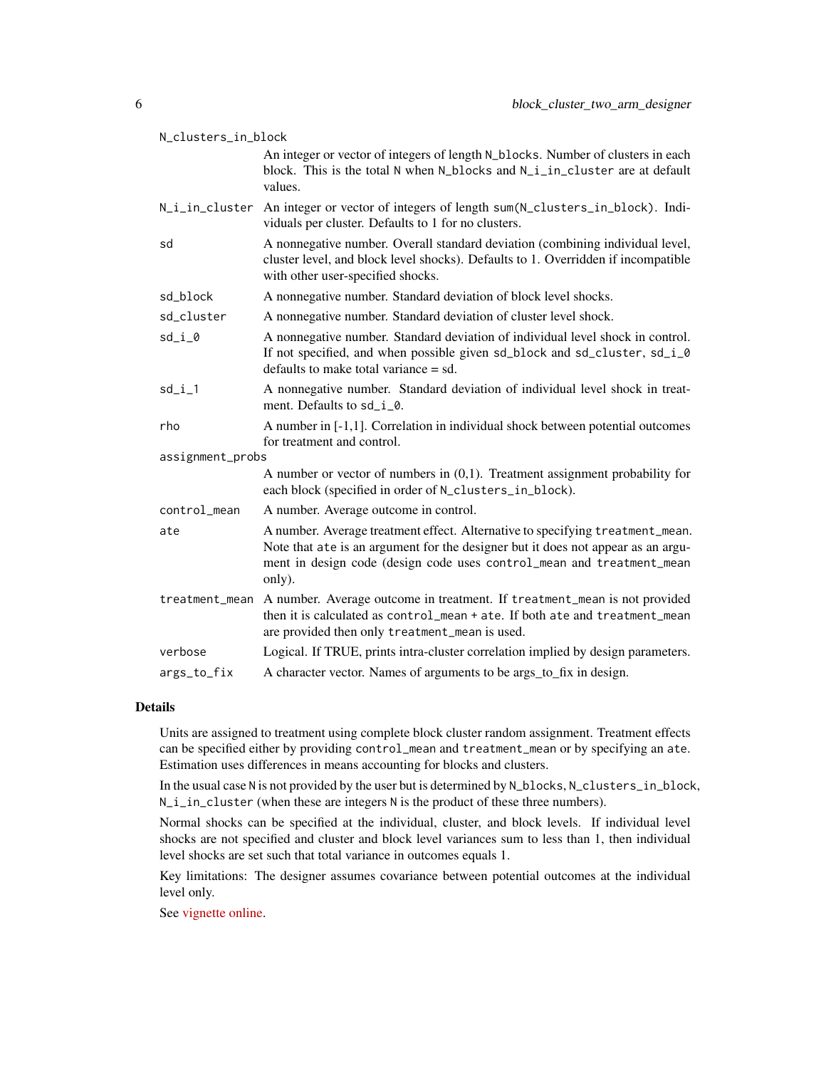| Argument | Description |
|---|---|
| `N_clusters_in_block` | An integer or vector of integers of length `N_blocks`. Number of clusters in each block. This is the total `N` when `N_blocks` and `N_i_in_cluster` are at default values. |
| `N_i_in_cluster` | An integer or vector of integers of length `sum(N_clusters_in_block)`. Individuals per cluster. Defaults to 1 for no clusters. |
| `sd` | A nonnegative number. Overall standard deviation (combining individual level, cluster level, and block level shocks). Defaults to 1. Overridden if incompatible with other user-specified shocks. |
| `sd_block` | A nonnegative number. Standard deviation of block level shocks. |
| `sd_cluster` | A nonnegative number. Standard deviation of cluster level shock. |
| `sd_i_0` | A nonnegative number. Standard deviation of individual level shock in control. If not specified, and when possible given `sd_block` and `sd_cluster`, `sd_i_0` defaults to make total variance = sd. |
| `sd_i_1` | A nonnegative number. Standard deviation of individual level shock in treatment. Defaults to `sd_i_0`. |
| `rho` | A number in [-1,1]. Correlation in individual shock between potential outcomes for treatment and control. |
| `assignment_probs` | A number or vector of numbers in (0,1). Treatment assignment probability for each block (specified in order of `N_clusters_in_block`). |
| `control_mean` | A number. Average outcome in control. |
| `ate` | A number. Average treatment effect. Alternative to specifying `treatment_mean`. Note that `ate` is an argument for the designer but it does not appear as an argument in design code (design code uses `control_mean` and `treatment_mean` only). |
| `treatment_mean` | A number. Average outcome in treatment. If `treatment_mean` is not provided then it is calculated as `control_mean + ate`. If both `ate` and `treatment_mean` are provided then only `treatment_mean` is used. |
| `verbose` | Logical. If TRUE, prints intra-cluster correlation implied by design parameters. |
| `args_to_fix` | A character vector. Names of arguments to be args_to_fix in design. |

## Details

Units are assigned to treatment using complete block cluster random assignment. Treatment effects can be specified either by providing `control_mean` and `treatment_mean` or by specifying an `ate`. Estimation uses differences in means accounting for blocks and clusters.

In the usual case `N` is not provided by the user but is determined by `N_blocks`, `N_clusters_in_block`, `N_i_in_cluster` (when these are integers `N` is the product of these three numbers).

Normal shocks can be specified at the individual, cluster, and block levels. If individual level shocks are not specified and cluster and block level variances sum to less than 1, then individual level shocks are set such that total variance in outcomes equals 1.

Key limitations: The designer assumes covariance between potential outcomes at the individual level only.

See vignette online.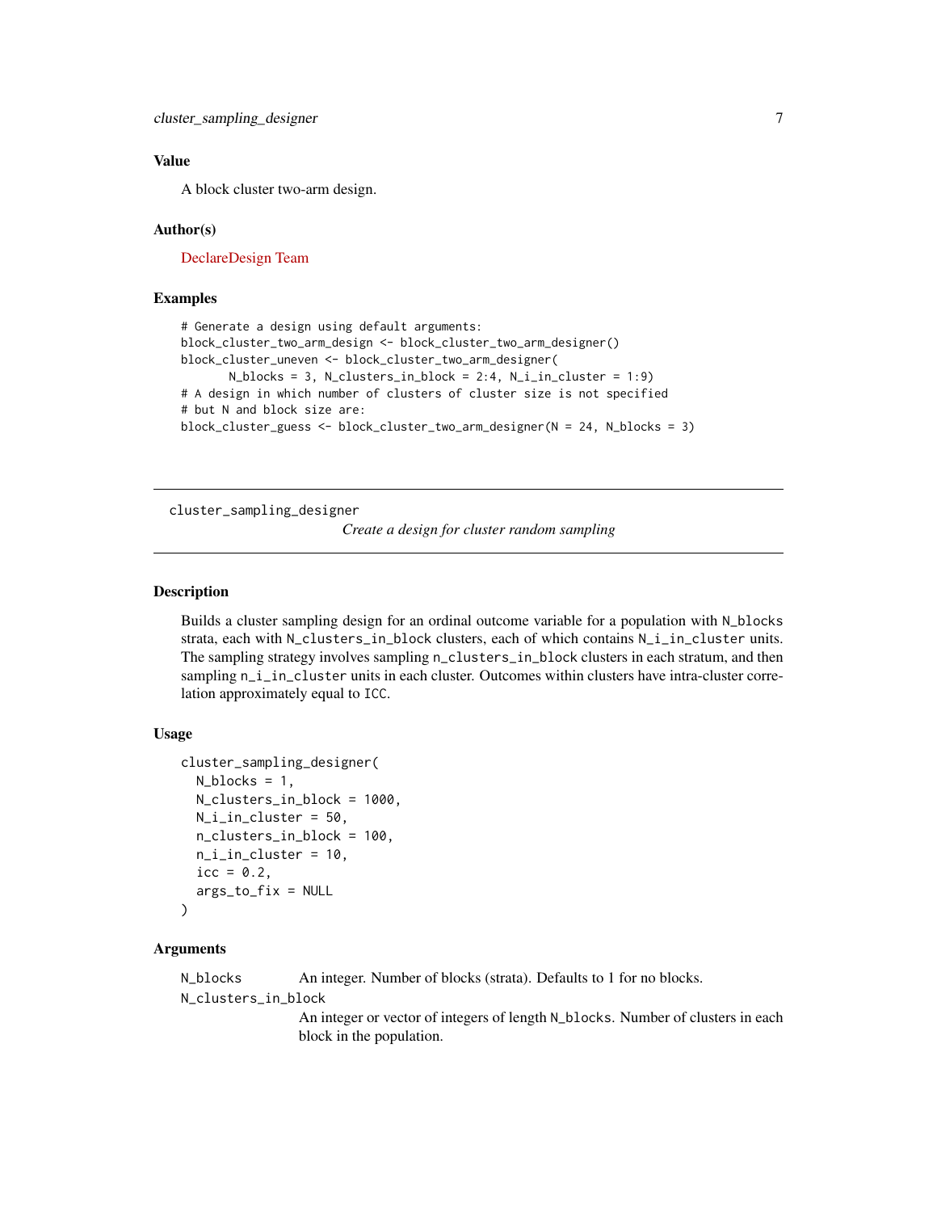### Value

A block cluster two-arm design.

### Author(s)

DeclareDesign Team

### Examples

```
# Generate a design using default arguments:
block_cluster_two_arm_design <- block_cluster_two_arm_designer()
block_cluster_uneven <- block_cluster_two_arm_designer(
       N_blocks = 3, N_clusters_in_block = 2:4, N_i_in_cluster = 1:9)
# A design in which number of clusters of cluster size is not specified
# but N and block size are:
block_cluster_guess <- block_cluster_two_arm_designer(N = 24, N_blocks = 3)
```

---

## cluster_sampling_designer

*Create a design for cluster random sampling*

---

### Description

Builds a cluster sampling design for an ordinal outcome variable for a population with `N_blocks` strata, each with `N_clusters_in_block` clusters, each of which contains `N_i_in_cluster` units. The sampling strategy involves sampling `n_clusters_in_block` clusters in each stratum, and then sampling `n_i_in_cluster` units in each cluster. Outcomes within clusters have intra-cluster correlation approximately equal to `ICC`.

### Usage

```
cluster_sampling_designer(
  N_blocks = 1,
  N_clusters_in_block = 1000,
  N_i_in_cluster = 50,
  n_clusters_in_block = 100,
  n_i_in_cluster = 10,
  icc = 0.2,
  args_to_fix = NULL
)
```

### Arguments

`N_blocks` An integer. Number of blocks (strata). Defaults to 1 for no blocks.

`N_clusters_in_block` An integer or vector of integers of length `N_blocks`. Number of clusters in each block in the population.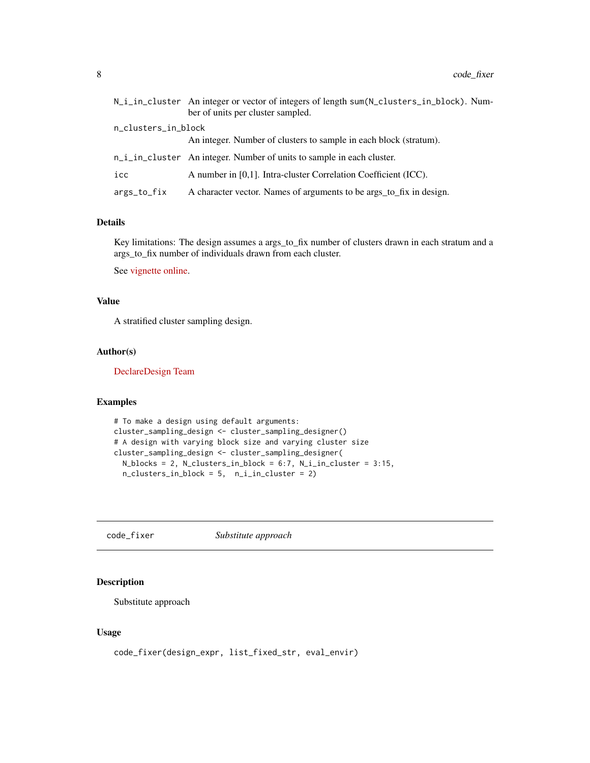| | |
|---|---|
| `N_i_in_cluster` | An integer or vector of integers of length `sum(N_clusters_in_block)`. Number of units per cluster sampled. |
| `n_clusters_in_block` | An integer. Number of clusters to sample in each block (stratum). |
| `n_i_in_cluster` | An integer. Number of units to sample in each cluster. |
| `icc` | A number in [0,1]. Intra-cluster Correlation Coefficient (ICC). |
| `args_to_fix` | A character vector. Names of arguments to be args_to_fix in design. |

### Details

Key limitations: The design assumes a args_to_fix number of clusters drawn in each stratum and a args_to_fix number of individuals drawn from each cluster.

See vignette online.

### Value

A stratified cluster sampling design.

### Author(s)

DeclareDesign Team

### Examples

```
# To make a design using default arguments:
cluster_sampling_design <- cluster_sampling_designer()
# A design with varying block size and varying cluster size
cluster_sampling_design <- cluster_sampling_designer(
  N_blocks = 2, N_clusters_in_block = 6:7, N_i_in_cluster = 3:15,
  n_clusters_in_block = 5,  n_i_in_cluster = 2)
```

---

## `code_fixer` *Substitute approach*

### Description

Substitute approach

### Usage

```
code_fixer(design_expr, list_fixed_str, eval_envir)
```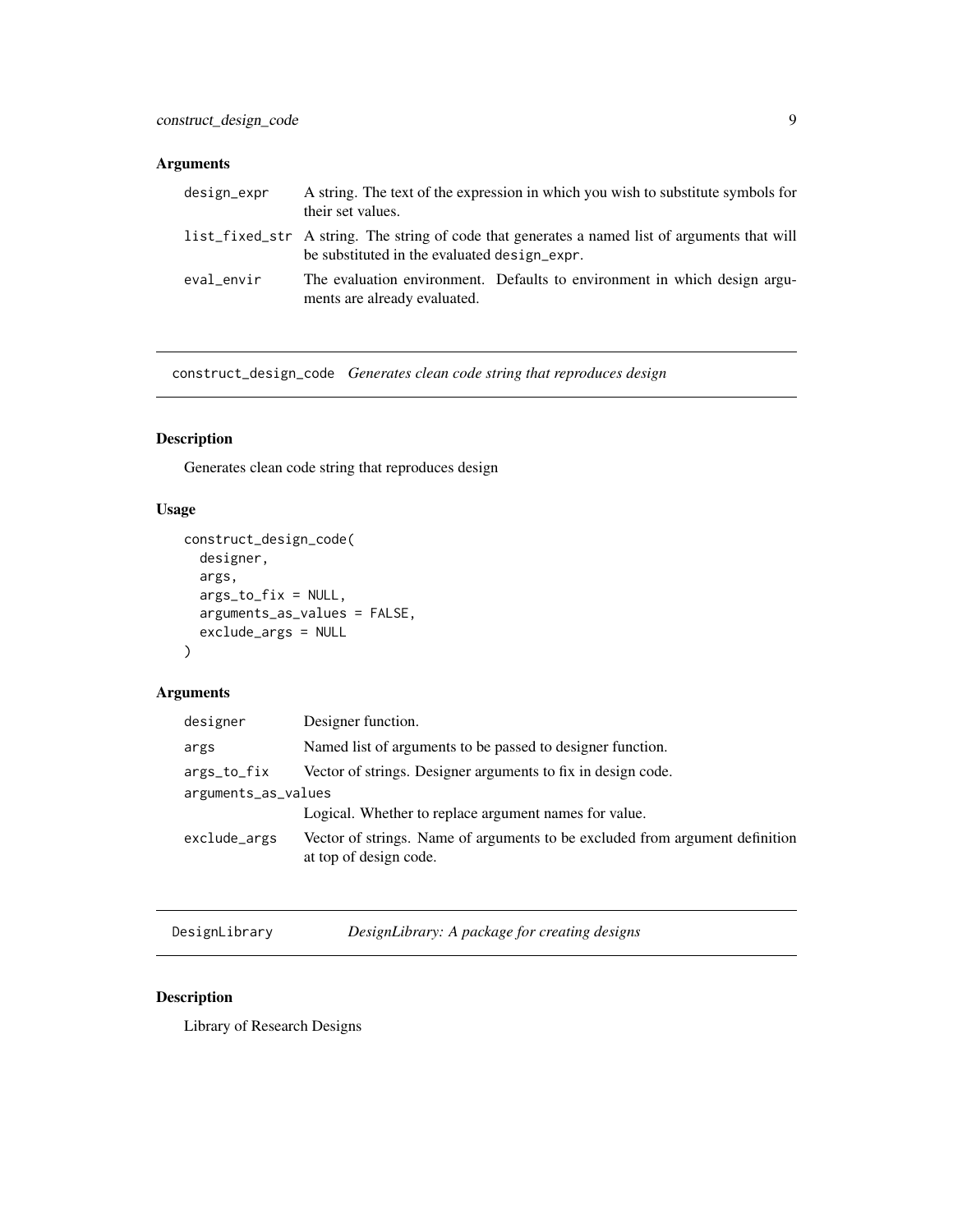### Arguments

| | |
|---|---|
| `design_expr` | A string. The text of the expression in which you wish to substitute symbols for their set values. |
| `list_fixed_str` | A string. The string of code that generates a named list of arguments that will be substituted in the evaluated `design_expr`. |
| `eval_envir` | The evaluation environment. Defaults to environment in which design arguments are already evaluated. |

---

## `construct_design_code` *Generates clean code string that reproduces design*

### Description

Generates clean code string that reproduces design

### Usage

```
construct_design_code(
  designer,
  args,
  args_to_fix = NULL,
  arguments_as_values = FALSE,
  exclude_args = NULL
)
```

### Arguments

| | |
|---|---|
| `designer` | Designer function. |
| `args` | Named list of arguments to be passed to designer function. |
| `args_to_fix` | Vector of strings. Designer arguments to fix in design code. |
| `arguments_as_values` | Logical. Whether to replace argument names for value. |
| `exclude_args` | Vector of strings. Name of arguments to be excluded from argument definition at top of design code. |

---

## `DesignLibrary` *DesignLibrary: A package for creating designs*

### Description

Library of Research Designs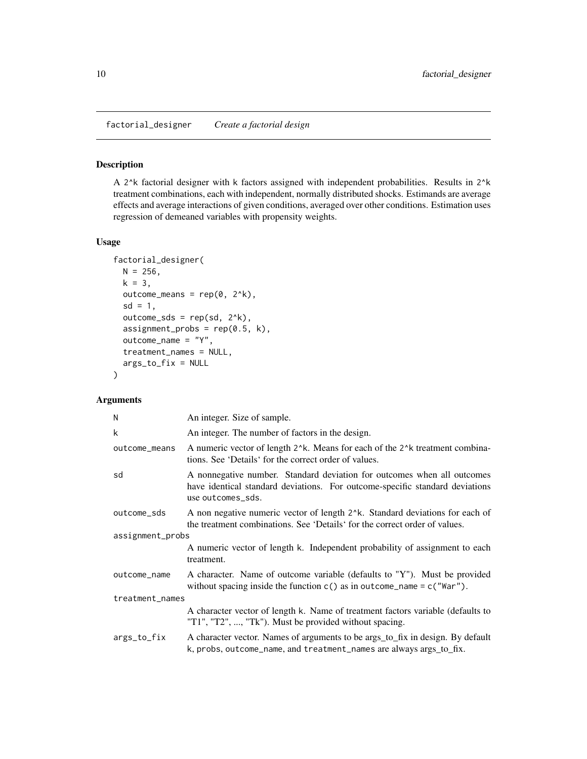# factorial_designer *Create a factorial design*

## Description

A 2^k factorial designer with k factors assigned with independent probabilities. Results in 2^k treatment combinations, each with independent, normally distributed shocks. Estimands are average effects and average interactions of given conditions, averaged over other conditions. Estimation uses regression of demeaned variables with propensity weights.

## Usage

```
factorial_designer(
  N = 256,
  k = 3,
  outcome_means = rep(0, 2^k),
  sd = 1,
  outcome_sds = rep(sd, 2^k),
  assignment_probs = rep(0.5, k),
  outcome_name = "Y",
  treatment_names = NULL,
  args_to_fix = NULL
)
```

## Arguments

| | |
|---|---|
| N | An integer. Size of sample. |
| k | An integer. The number of factors in the design. |
| outcome_means | A numeric vector of length 2^k. Means for each of the 2^k treatment combinations. See 'Details' for the correct order of values. |
| sd | A nonnegative number. Standard deviation for outcomes when all outcomes have identical standard deviations. For outcome-specific standard deviations use outcomes_sds. |
| outcome_sds | A non negative numeric vector of length 2^k. Standard deviations for each of the treatment combinations. See 'Details' for the correct order of values. |
| assignment_probs | A numeric vector of length k. Independent probability of assignment to each treatment. |
| outcome_name | A character. Name of outcome variable (defaults to "Y"). Must be provided without spacing inside the function c() as in outcome_name = c("War"). |
| treatment_names | A character vector of length k. Name of treatment factors variable (defaults to "T1", "T2", ..., "Tk"). Must be provided without spacing. |
| args_to_fix | A character vector. Names of arguments to be args_to_fix in design. By default k, probs, outcome_name, and treatment_names are always args_to_fix. |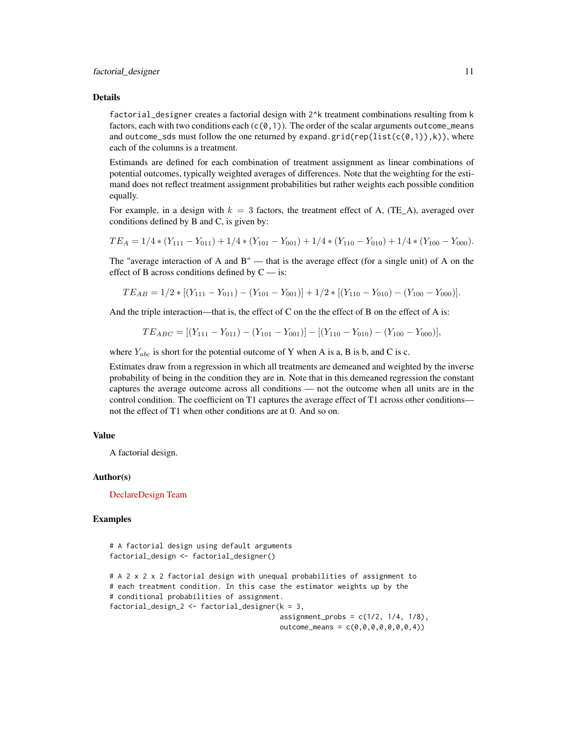## Details

`factorial_designer` creates a factorial design with `2^k` treatment combinations resulting from `k` factors, each with two conditions each (`c(0,1)`). The order of the scalar arguments `outcome_means` and `outcome_sds` must follow the one returned by `expand.grid(rep(list(c(0,1)),k))`, where each of the columns is a treatment.

Estimands are defined for each combination of treatment assignment as linear combinations of potential outcomes, typically weighted averages of differences. Note that the weighting for the estimand does not reflect treatment assignment probabilities but rather weights each possible condition equally.

For example, in a design with $k = 3$ factors, the treatment effect of A, (TE_A), averaged over conditions defined by B and C, is given by:

$$TE_A = 1/4 * (Y_{111} - Y_{011}) + 1/4 * (Y_{101} - Y_{001}) + 1/4 * (Y_{110} - Y_{010}) + 1/4 * (Y_{100} - Y_{000}).$$

The "average interaction of A and B" — that is the average effect (for a single unit) of A on the effect of B across conditions defined by C — is:

$$TE_{AB} = 1/2 * [(Y_{111} - Y_{011}) - (Y_{101} - Y_{001})] + 1/2 * [(Y_{110} - Y_{010}) - (Y_{100} - Y_{000})].$$

And the triple interaction—that is, the effect of C on the the effect of B on the effect of A is:

$$TE_{ABC} = [(Y_{111} - Y_{011}) - (Y_{101} - Y_{001})] - [(Y_{110} - Y_{010}) - (Y_{100} - Y_{000})],$$

where $Y_{abc}$ is short for the potential outcome of Y when A is a, B is b, and C is c.

Estimates draw from a regression in which all treatments are demeaned and weighted by the inverse probability of being in the condition they are in. Note that in this demeaned regression the constant captures the average outcome across all conditions — not the outcome when all units are in the control condition. The coefficient on T1 captures the average effect of T1 across other conditions—not the effect of T1 when other conditions are at 0. And so on.

## Value

A factorial design.

## Author(s)

DeclareDesign Team

## Examples

```
# A factorial design using default arguments
factorial_design <- factorial_designer()

# A 2 x 2 x 2 factorial design with unequal probabilities of assignment to
# each treatment condition. In this case the estimator weights up by the
# conditional probabilities of assignment.
factorial_design_2 <- factorial_designer(k = 3,
                                         assignment_probs = c(1/2, 1/4, 1/8),
                                         outcome_means = c(0,0,0,0,0,0,0,4))
```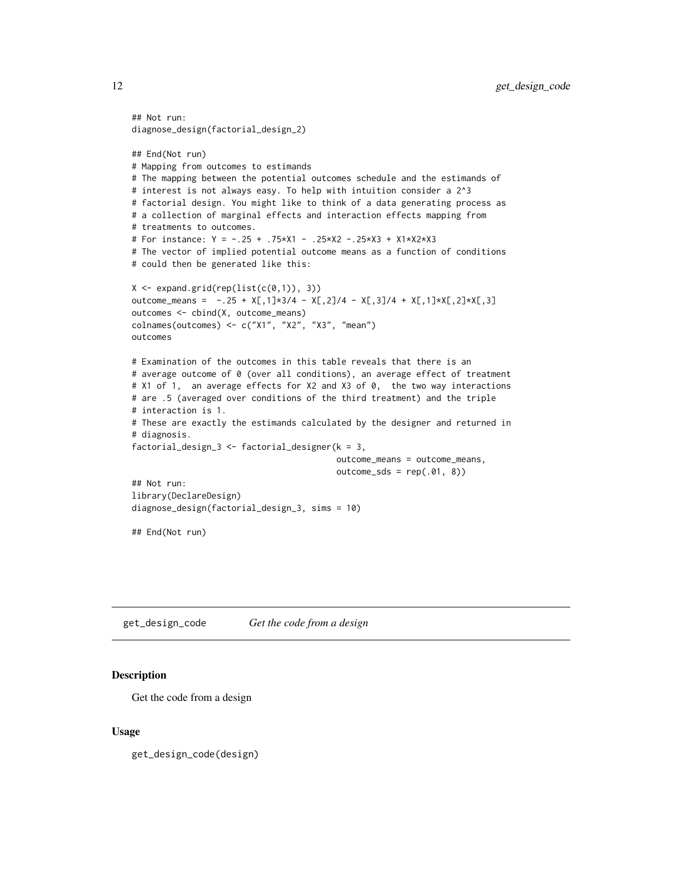```
## Not run:
diagnose_design(factorial_design_2)

## End(Not run)
# Mapping from outcomes to estimands
# The mapping between the potential outcomes schedule and the estimands of
# interest is not always easy. To help with intuition consider a 2^3
# factorial design. You might like to think of a data generating process as
# a collection of marginal effects and interaction effects mapping from
# treatments to outcomes.
# For instance: Y = -.25 + .75*X1 - .25*X2 -.25*X3 + X1*X2*X3
# The vector of implied potential outcome means as a function of conditions
# could then be generated like this:

X <- expand.grid(rep(list(c(0,1)), 3))
outcome_means =  -.25 + X[,1]*3/4 - X[,2]/4 - X[,3]/4 + X[,1]*X[,2]*X[,3]
outcomes <- cbind(X, outcome_means)
colnames(outcomes) <- c("X1", "X2", "X3", "mean")
outcomes

# Examination of the outcomes in this table reveals that there is an
# average outcome of 0 (over all conditions), an average effect of treatment
# X1 of 1,  an average effects for X2 and X3 of 0,  the two way interactions
# are .5 (averaged over conditions of the third treatment) and the triple
# interaction is 1.
# These are exactly the estimands calculated by the designer and returned in
# diagnosis.
factorial_design_3 <- factorial_designer(k = 3,
                                         outcome_means = outcome_means,
                                         outcome_sds = rep(.01, 8))
## Not run:
library(DeclareDesign)
diagnose_design(factorial_design_3, sims = 10)

## End(Not run)
```

## get_design_code *Get the code from a design*

### Description

Get the code from a design

### Usage

```
get_design_code(design)
```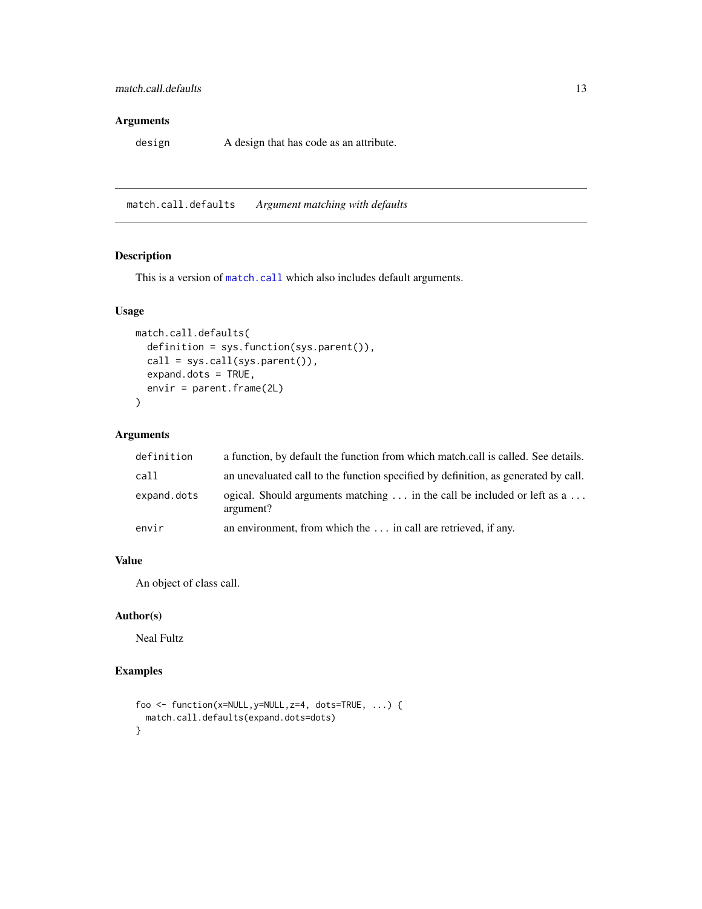## Arguments

| | |
|---|---|
| `design` | A design that has code as an attribute. |

---

## match.call.defaults *Argument matching with defaults*

---

### Description

This is a version of `match.call` which also includes default arguments.

### Usage

```
match.call.defaults(
  definition = sys.function(sys.parent()),
  call = sys.call(sys.parent()),
  expand.dots = TRUE,
  envir = parent.frame(2L)
)
```

### Arguments

| | |
|---|---|
| `definition` | a function, by default the function from which match.call is called. See details. |
| `call` | an unevaluated call to the function specified by definition, as generated by call. |
| `expand.dots` | ogical. Should arguments matching ... in the call be included or left as a ... argument? |
| `envir` | an environment, from which the ... in call are retrieved, if any. |

### Value

An object of class call.

### Author(s)

Neal Fultz

### Examples

```
foo <- function(x=NULL,y=NULL,z=4, dots=TRUE, ...) {
  match.call.defaults(expand.dots=dots)
}
```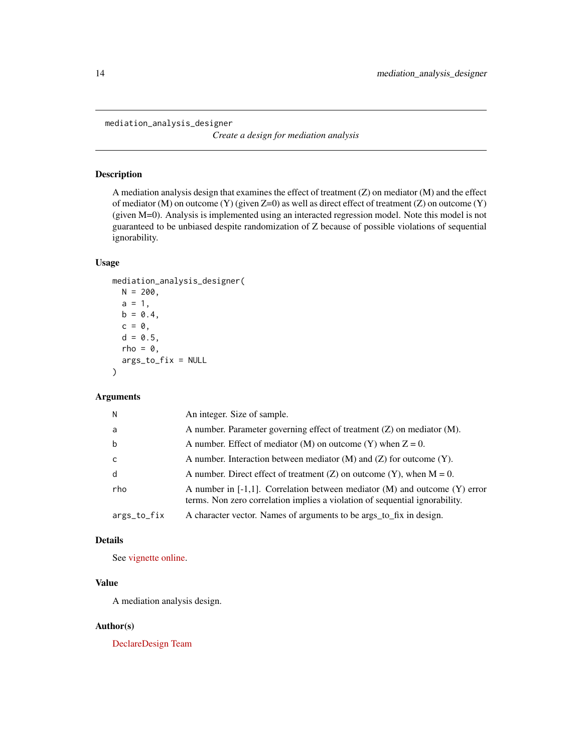# mediation_analysis_designer

*Create a design for mediation analysis*

## Description

A mediation analysis design that examines the effect of treatment (Z) on mediator (M) and the effect of mediator (M) on outcome (Y) (given Z=0) as well as direct effect of treatment (Z) on outcome (Y) (given M=0). Analysis is implemented using an interacted regression model. Note this model is not guaranteed to be unbiased despite randomization of Z because of possible violations of sequential ignorability.

## Usage

```
mediation_analysis_designer(
  N = 200,
  a = 1,
  b = 0.4,
  c = 0,
  d = 0.5,
  rho = 0,
  args_to_fix = NULL
)
```

## Arguments

| | |
|---|---|
| N | An integer. Size of sample. |
| a | A number. Parameter governing effect of treatment (Z) on mediator (M). |
| b | A number. Effect of mediator (M) on outcome (Y) when Z = 0. |
| c | A number. Interaction between mediator (M) and (Z) for outcome (Y). |
| d | A number. Direct effect of treatment (Z) on outcome (Y), when M = 0. |
| rho | A number in [-1,1]. Correlation between mediator (M) and outcome (Y) error terms. Non zero correlation implies a violation of sequential ignorability. |
| args_to_fix | A character vector. Names of arguments to be args_to_fix in design. |

## Details

See vignette online.

## Value

A mediation analysis design.

## Author(s)

DeclareDesign Team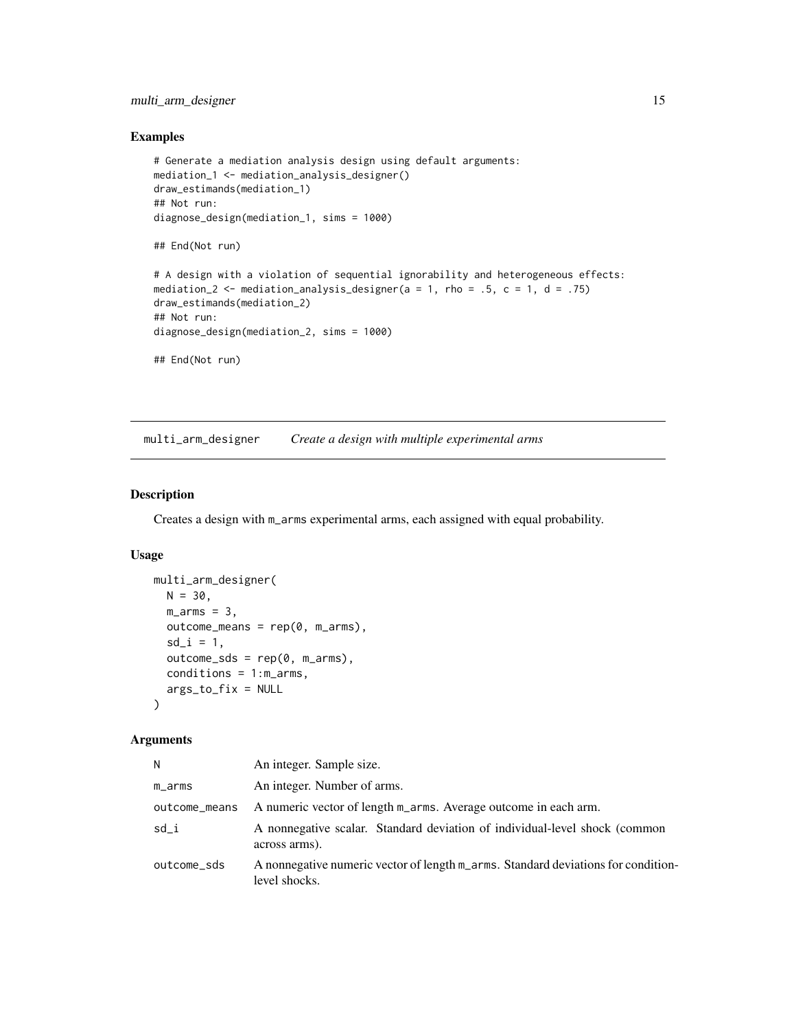## Examples

```
# Generate a mediation analysis design using default arguments:
mediation_1 <- mediation_analysis_designer()
draw_estimands(mediation_1)
## Not run:
diagnose_design(mediation_1, sims = 1000)

## End(Not run)

# A design with a violation of sequential ignorability and heterogeneous effects:
mediation_2 <- mediation_analysis_designer(a = 1, rho = .5, c = 1, d = .75)
draw_estimands(mediation_2)
## Not run:
diagnose_design(mediation_2, sims = 1000)

## End(Not run)
```

---

# multi_arm_designer — *Create a design with multiple experimental arms*

---

## Description

Creates a design with m_arms experimental arms, each assigned with equal probability.

## Usage

```
multi_arm_designer(
  N = 30,
  m_arms = 3,
  outcome_means = rep(0, m_arms),
  sd_i = 1,
  outcome_sds = rep(0, m_arms),
  conditions = 1:m_arms,
  args_to_fix = NULL
)
```

## Arguments

| | |
|---|---|
| N | An integer. Sample size. |
| m_arms | An integer. Number of arms. |
| outcome_means | A numeric vector of length m_arms. Average outcome in each arm. |
| sd_i | A nonnegative scalar. Standard deviation of individual-level shock (common across arms). |
| outcome_sds | A nonnegative numeric vector of length m_arms. Standard deviations for condition-level shocks. |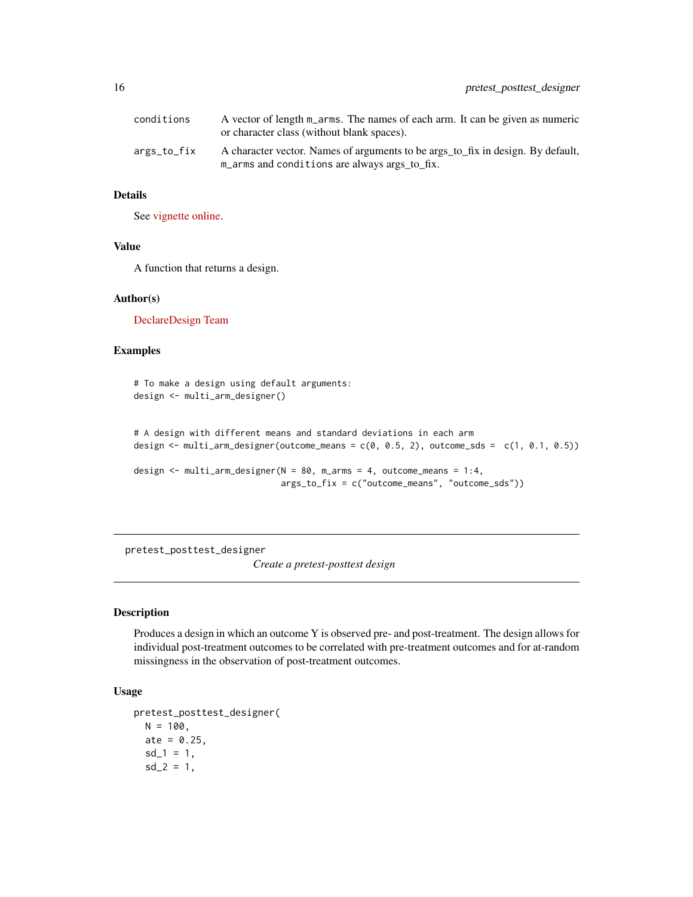| | |
|---|---|
| `conditions` | A vector of length `m_arms`. The names of each arm. It can be given as numeric or character class (without blank spaces). |
| `args_to_fix` | A character vector. Names of arguments to be args_to_fix in design. By default, `m_arms` and `conditions` are always args_to_fix. |

### Details

See vignette online.

### Value

A function that returns a design.

### Author(s)

DeclareDesign Team

### Examples

```
# To make a design using default arguments:
design <- multi_arm_designer()


# A design with different means and standard deviations in each arm
design <- multi_arm_designer(outcome_means = c(0, 0.5, 2), outcome_sds =  c(1, 0.1, 0.5))

design <- multi_arm_designer(N = 80, m_arms = 4, outcome_means = 1:4,
                             args_to_fix = c("outcome_means", "outcome_sds"))
```

---

## pretest_posttest_designer

*Create a pretest-posttest design*

---

### Description

Produces a design in which an outcome Y is observed pre- and post-treatment. The design allows for individual post-treatment outcomes to be correlated with pre-treatment outcomes and for at-random missingness in the observation of post-treatment outcomes.

### Usage

```
pretest_posttest_designer(
  N = 100,
  ate = 0.25,
  sd_1 = 1,
  sd_2 = 1,
```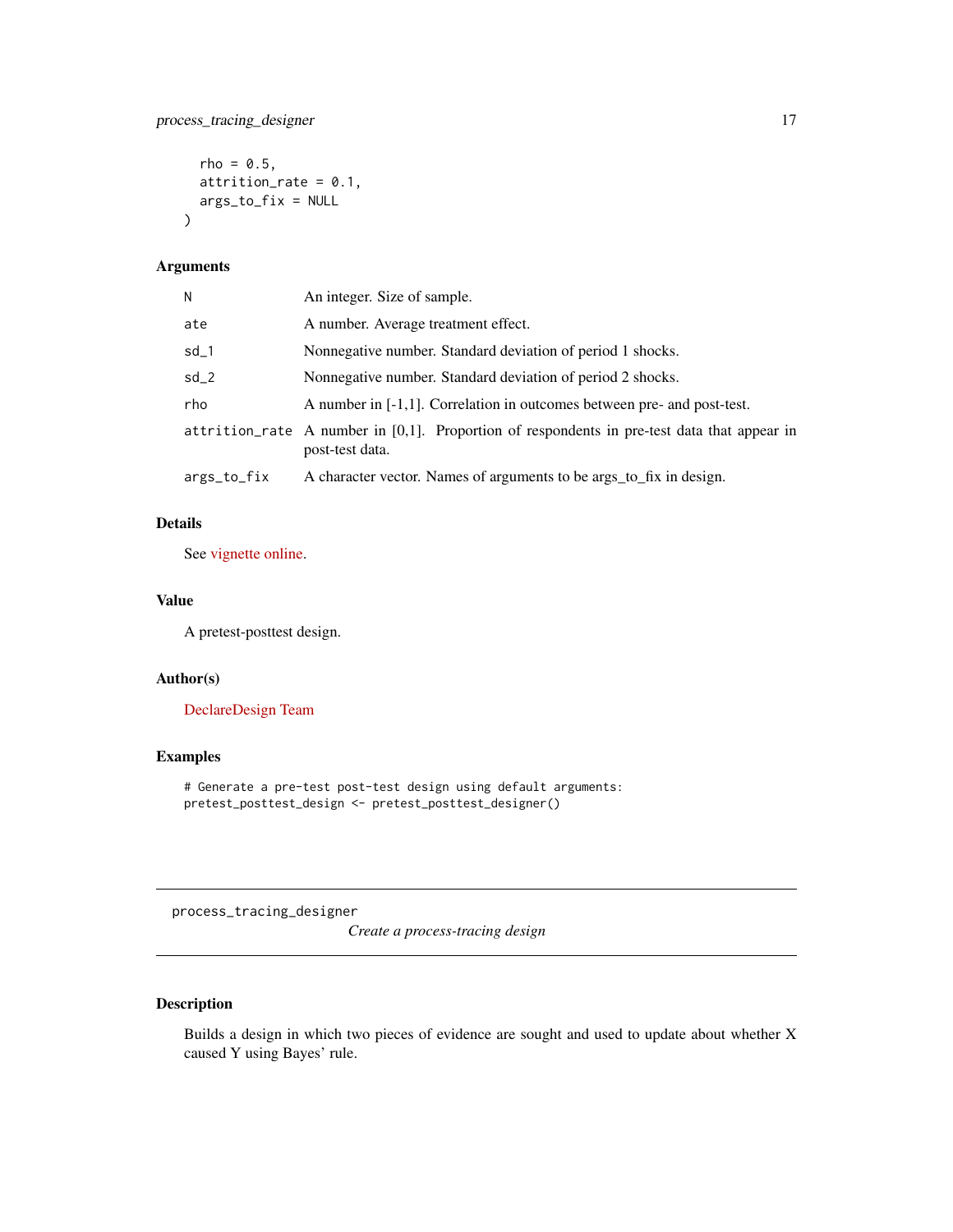```
  rho = 0.5,
  attrition_rate = 0.1,
  args_to_fix = NULL
)
```

### Arguments

| | |
|---|---|
| N | An integer. Size of sample. |
| ate | A number. Average treatment effect. |
| sd_1 | Nonnegative number. Standard deviation of period 1 shocks. |
| sd_2 | Nonnegative number. Standard deviation of period 2 shocks. |
| rho | A number in [-1,1]. Correlation in outcomes between pre- and post-test. |
| attrition_rate | A number in [0,1]. Proportion of respondents in pre-test data that appear in post-test data. |
| args_to_fix | A character vector. Names of arguments to be args_to_fix in design. |

### Details

See vignette online.

### Value

A pretest-posttest design.

### Author(s)

DeclareDesign Team

### Examples

```
# Generate a pre-test post-test design using default arguments:
pretest_posttest_design <- pretest_posttest_designer()
```

---

## process_tracing_designer

*Create a process-tracing design*

---

### Description

Builds a design in which two pieces of evidence are sought and used to update about whether X caused Y using Bayes' rule.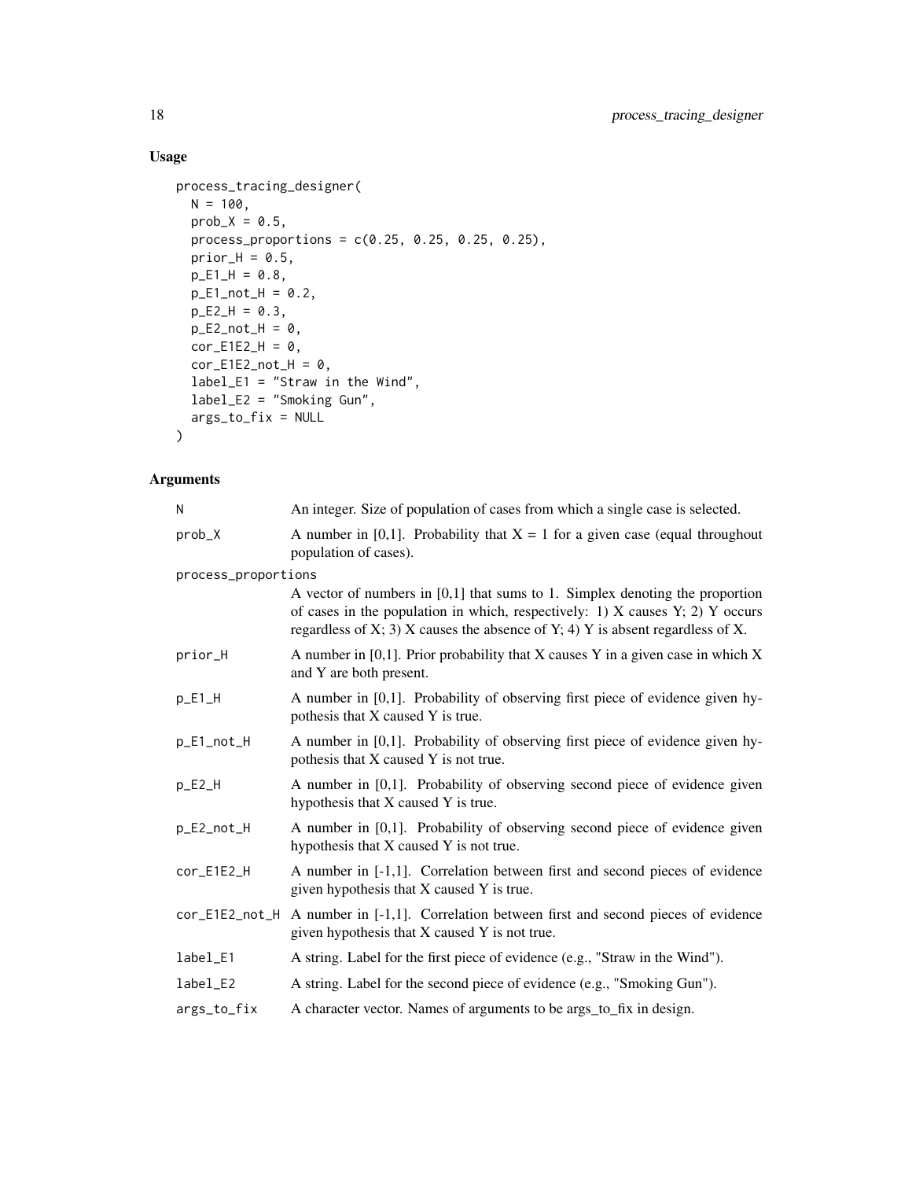## Usage

```
process_tracing_designer(
  N = 100,
  prob_X = 0.5,
  process_proportions = c(0.25, 0.25, 0.25, 0.25),
  prior_H = 0.5,
  p_E1_H = 0.8,
  p_E1_not_H = 0.2,
  p_E2_H = 0.3,
  p_E2_not_H = 0,
  cor_E1E2_H = 0,
  cor_E1E2_not_H = 0,
  label_E1 = "Straw in the Wind",
  label_E2 = "Smoking Gun",
  args_to_fix = NULL
)
```

## Arguments

| | |
|---|---|
| N | An integer. Size of population of cases from which a single case is selected. |
| prob_X | A number in [0,1]. Probability that X = 1 for a given case (equal throughout population of cases). |
| process_proportions | A vector of numbers in [0,1] that sums to 1. Simplex denoting the proportion of cases in the population in which, respectively: 1) X causes Y; 2) Y occurs regardless of X; 3) X causes the absence of Y; 4) Y is absent regardless of X. |
| prior_H | A number in [0,1]. Prior probability that X causes Y in a given case in which X and Y are both present. |
| p_E1_H | A number in [0,1]. Probability of observing first piece of evidence given hypothesis that X caused Y is true. |
| p_E1_not_H | A number in [0,1]. Probability of observing first piece of evidence given hypothesis that X caused Y is not true. |
| p_E2_H | A number in [0,1]. Probability of observing second piece of evidence given hypothesis that X caused Y is true. |
| p_E2_not_H | A number in [0,1]. Probability of observing second piece of evidence given hypothesis that X caused Y is not true. |
| cor_E1E2_H | A number in [-1,1]. Correlation between first and second pieces of evidence given hypothesis that X caused Y is true. |
| cor_E1E2_not_H | A number in [-1,1]. Correlation between first and second pieces of evidence given hypothesis that X caused Y is not true. |
| label_E1 | A string. Label for the first piece of evidence (e.g., "Straw in the Wind"). |
| label_E2 | A string. Label for the second piece of evidence (e.g., "Smoking Gun"). |
| args_to_fix | A character vector. Names of arguments to be args_to_fix in design. |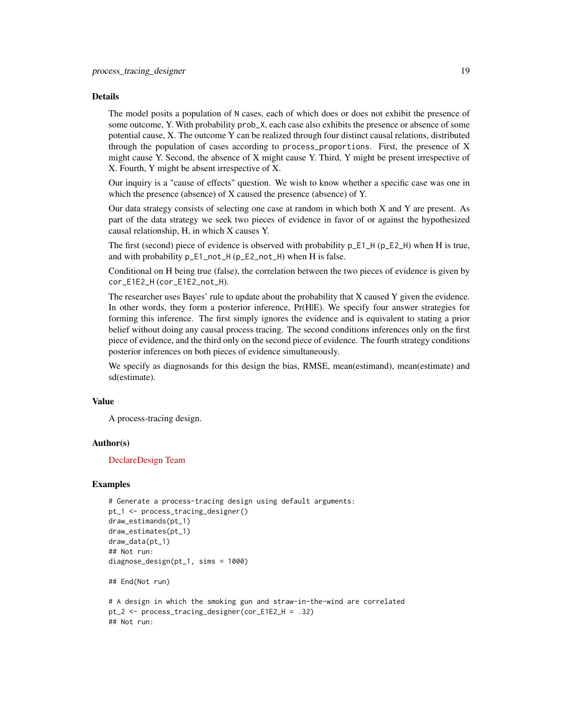### Details

The model posits a population of `N` cases, each of which does or does not exhibit the presence of some outcome, Y. With probability `prob_X`, each case also exhibits the presence or absence of some potential cause, X. The outcome Y can be realized through four distinct causal relations, distributed through the population of cases according to `process_proportions`. First, the presence of X might cause Y. Second, the absence of X might cause Y. Third, Y might be present irrespective of X. Fourth, Y might be absent irrespective of X.

Our inquiry is a "cause of effects" question. We wish to know whether a specific case was one in which the presence (absence) of X caused the presence (absence) of Y.

Our data strategy consists of selecting one case at random in which both X and Y are present. As part of the data strategy we seek two pieces of evidence in favor of or against the hypothesized causal relationship, H, in which X causes Y.

The first (second) piece of evidence is observed with probability `p_E1_H` (`p_E2_H`) when H is true, and with probability `p_E1_not_H` (`p_E2_not_H`) when H is false.

Conditional on H being true (false), the correlation between the two pieces of evidence is given by `cor_E1E2_H` (`cor_E1E2_not_H`).

The researcher uses Bayes' rule to update about the probability that X caused Y given the evidence. In other words, they form a posterior inference, Pr(H|E). We specify four answer strategies for forming this inference. The first simply ignores the evidence and is equivalent to stating a prior belief without doing any causal process tracing. The second conditions inferences only on the first piece of evidence, and the third only on the second piece of evidence. The fourth strategy conditions posterior inferences on both pieces of evidence simultaneously.

We specify as diagnosands for this design the bias, RMSE, mean(estimand), mean(estimate) and sd(estimate).

### Value

A process-tracing design.

### Author(s)

DeclareDesign Team

### Examples

```
# Generate a process-tracing design using default arguments:
pt_1 <- process_tracing_designer()
draw_estimands(pt_1)
draw_estimates(pt_1)
draw_data(pt_1)
## Not run:
diagnose_design(pt_1, sims = 1000)

## End(Not run)

# A design in which the smoking gun and straw-in-the-wind are correlated
pt_2 <- process_tracing_designer(cor_E1E2_H = .32)
## Not run:
```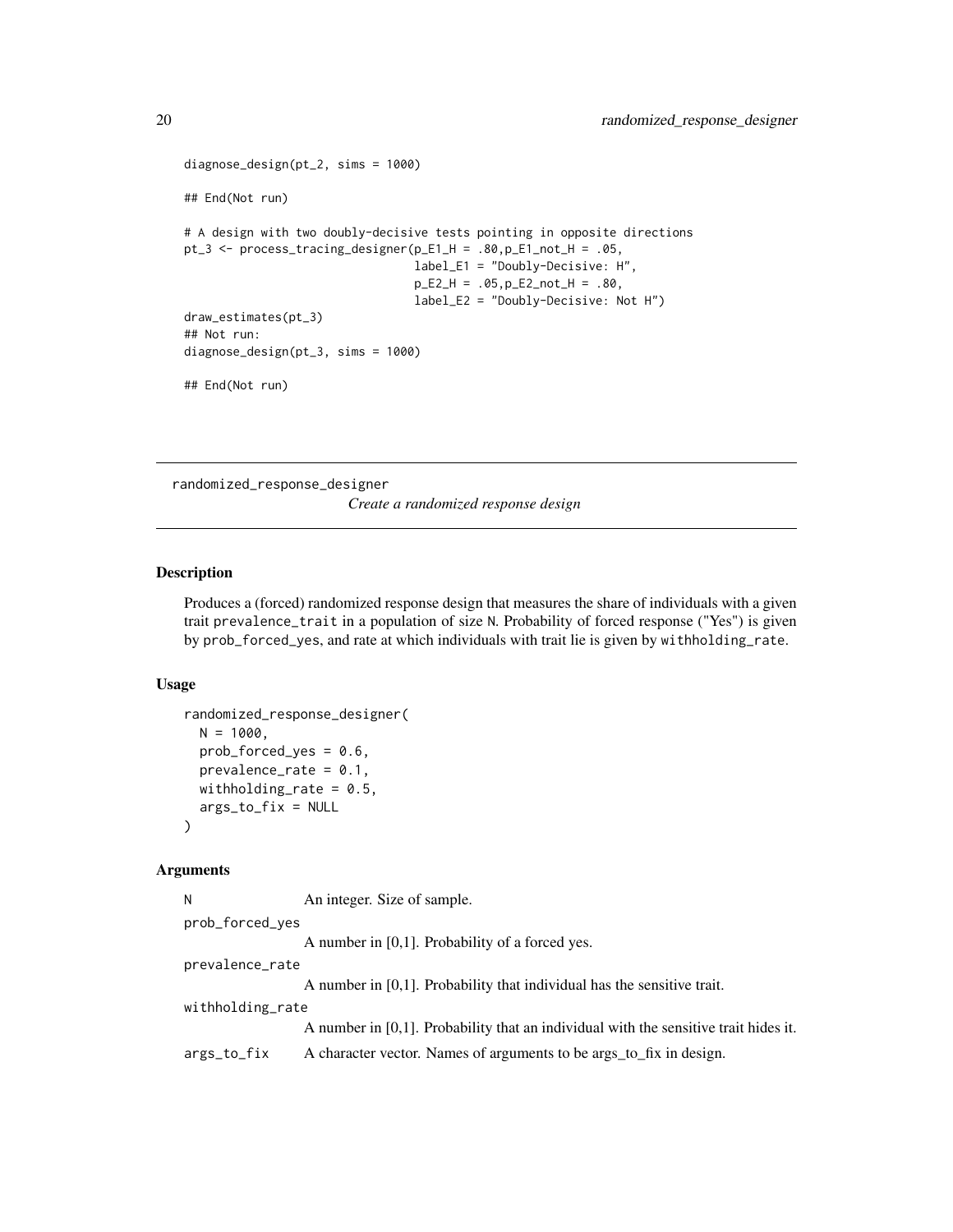```
diagnose_design(pt_2, sims = 1000)

## End(Not run)

# A design with two doubly-decisive tests pointing in opposite directions
pt_3 <- process_tracing_designer(p_E1_H = .80,p_E1_not_H = .05,
                                 label_E1 = "Doubly-Decisive: H",
                                 p_E2_H = .05,p_E2_not_H = .80,
                                 label_E2 = "Doubly-Decisive: Not H")
draw_estimates(pt_3)
## Not run:
diagnose_design(pt_3, sims = 1000)

## End(Not run)
```

---

## randomized_response_designer

*Create a randomized response design*

---

### Description

Produces a (forced) randomized response design that measures the share of individuals with a given trait `prevalence_trait` in a population of size `N`. Probability of forced response ("Yes") is given by `prob_forced_yes`, and rate at which individuals with trait lie is given by `withholding_rate`.

### Usage

```
randomized_response_designer(
  N = 1000,
  prob_forced_yes = 0.6,
  prevalence_rate = 0.1,
  withholding_rate = 0.5,
  args_to_fix = NULL
)
```

### Arguments

| | |
|---|---|
| `N` | An integer. Size of sample. |
| `prob_forced_yes` | A number in [0,1]. Probability of a forced yes. |
| `prevalence_rate` | A number in [0,1]. Probability that individual has the sensitive trait. |
| `withholding_rate` | A number in [0,1]. Probability that an individual with the sensitive trait hides it. |
| `args_to_fix` | A character vector. Names of arguments to be args_to_fix in design. |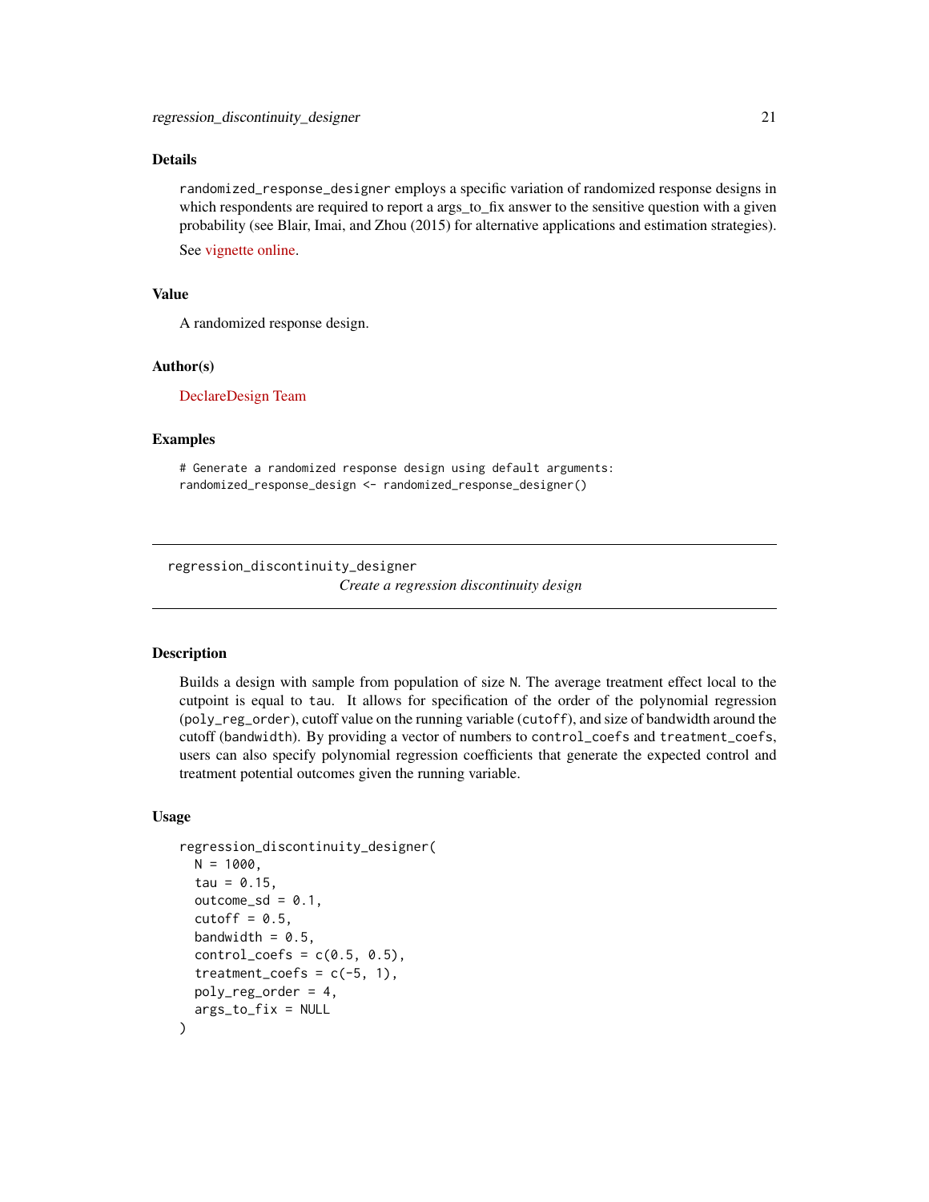### Details

`randomized_response_designer` employs a specific variation of randomized response designs in which respondents are required to report a args_to_fix answer to the sensitive question with a given probability (see Blair, Imai, and Zhou (2015) for alternative applications and estimation strategies).

See vignette online.

### Value

A randomized response design.

### Author(s)

DeclareDesign Team

### Examples

```
# Generate a randomized response design using default arguments:
randomized_response_design <- randomized_response_designer()
```

---

## regression_discontinuity_designer

*Create a regression discontinuity design*

---

### Description

Builds a design with sample from population of size `N`. The average treatment effect local to the cutpoint is equal to `tau`. It allows for specification of the order of the polynomial regression (`poly_reg_order`), cutoff value on the running variable (`cutoff`), and size of bandwidth around the cutoff (`bandwidth`). By providing a vector of numbers to `control_coefs` and `treatment_coefs`, users can also specify polynomial regression coefficients that generate the expected control and treatment potential outcomes given the running variable.

### Usage

```
regression_discontinuity_designer(
  N = 1000,
  tau = 0.15,
  outcome_sd = 0.1,
  cutoff = 0.5,
  bandwidth = 0.5,
  control_coefs = c(0.5, 0.5),
  treatment_coefs = c(-5, 1),
  poly_reg_order = 4,
  args_to_fix = NULL
)
```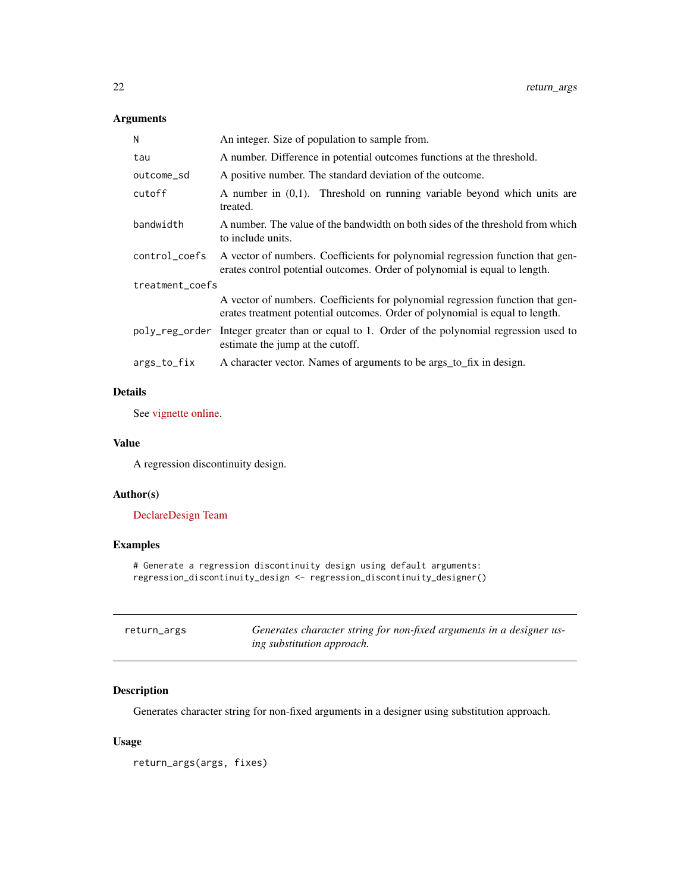### Arguments

| Argument | Description |
| --- | --- |
| N | An integer. Size of population to sample from. |
| tau | A number. Difference in potential outcomes functions at the threshold. |
| outcome_sd | A positive number. The standard deviation of the outcome. |
| cutoff | A number in (0,1). Threshold on running variable beyond which units are treated. |
| bandwidth | A number. The value of the bandwidth on both sides of the threshold from which to include units. |
| control_coefs | A vector of numbers. Coefficients for polynomial regression function that generates control potential outcomes. Order of polynomial is equal to length. |
| treatment_coefs | A vector of numbers. Coefficients for polynomial regression function that generates treatment potential outcomes. Order of polynomial is equal to length. |
| poly_reg_order | Integer greater than or equal to 1. Order of the polynomial regression used to estimate the jump at the cutoff. |
| args_to_fix | A character vector. Names of arguments to be args_to_fix in design. |

### Details

See vignette online.

### Value

A regression discontinuity design.

### Author(s)

DeclareDesign Team

### Examples

```
# Generate a regression discontinuity design using default arguments:
regression_discontinuity_design <- regression_discontinuity_designer()
```

---

## return_args — *Generates character string for non-fixed arguments in a designer using substitution approach.*

---

### Description

Generates character string for non-fixed arguments in a designer using substitution approach.

### Usage

```
return_args(args, fixes)
```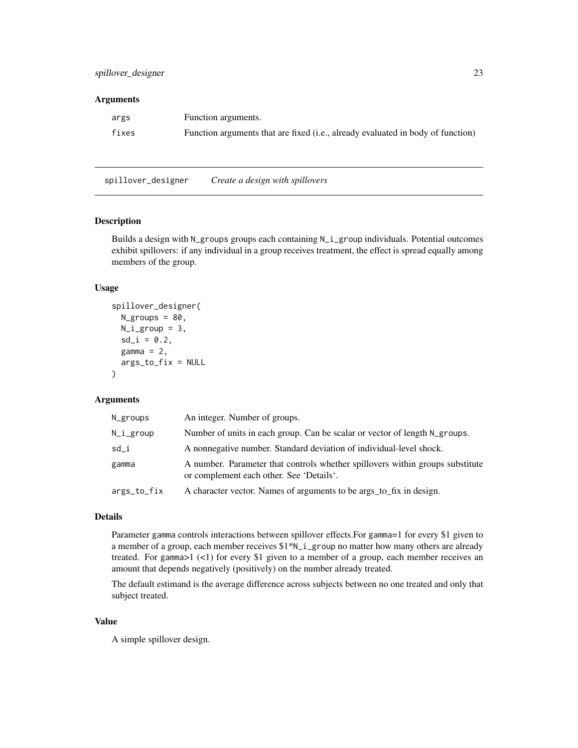### Arguments

| | |
|---|---|
| args | Function arguments. |
| fixes | Function arguments that are fixed (i.e., already evaluated in body of function) |

---

## spillover_designer *Create a design with spillovers*

### Description

Builds a design with N_groups groups each containing N_i_group individuals. Potential outcomes exhibit spillovers: if any individual in a group receives treatment, the effect is spread equally among members of the group.

### Usage

```
spillover_designer(
  N_groups = 80,
  N_i_group = 3,
  sd_i = 0.2,
  gamma = 2,
  args_to_fix = NULL
)
```

### Arguments

| | |
|---|---|
| N_groups | An integer. Number of groups. |
| N_i_group | Number of units in each group. Can be scalar or vector of length N_groups. |
| sd_i | A nonnegative number. Standard deviation of individual-level shock. |
| gamma | A number. Parameter that controls whether spillovers within groups substitute or complement each other. See 'Details'. |
| args_to_fix | A character vector. Names of arguments to be args_to_fix in design. |

### Details

Parameter gamma controls interactions between spillover effects.For gamma=1 for every $1 given to a member of a group, each member receives $1*N_i_group no matter how many others are already treated. For gamma>1 (<1) for every $1 given to a member of a group, each member receives an amount that depends negatively (positively) on the number already treated.

The default estimand is the average difference across subjects between no one treated and only that subject treated.

### Value

A simple spillover design.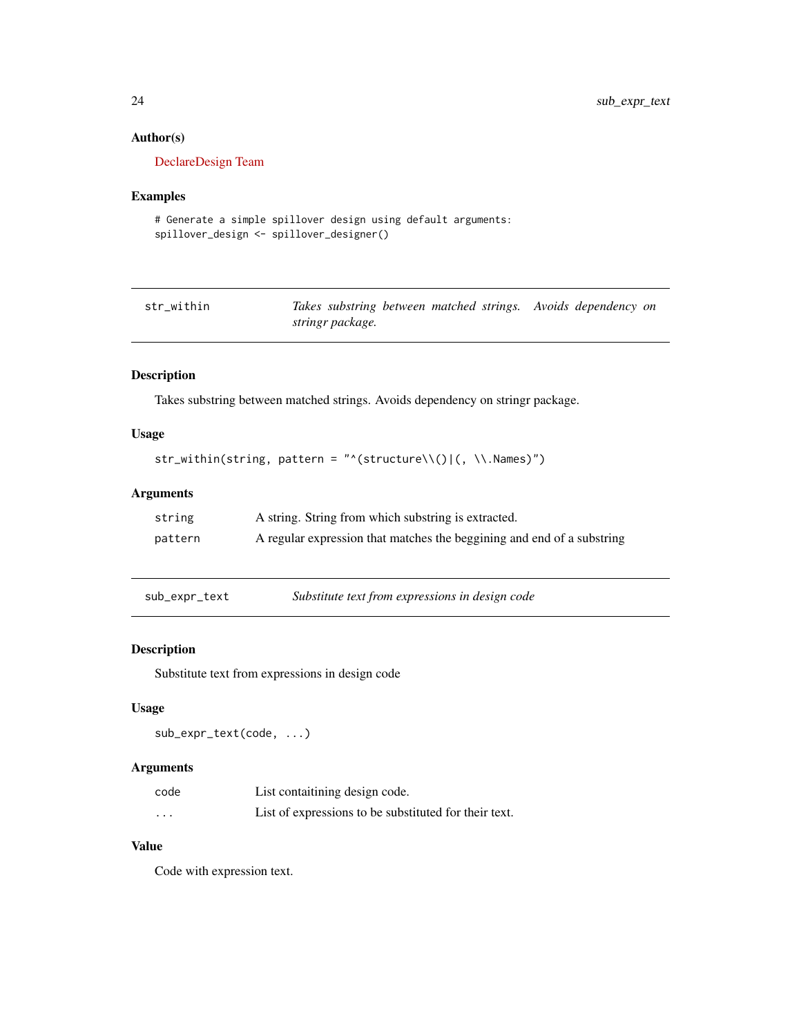### Author(s)

DeclareDesign Team

### Examples

```
# Generate a simple spillover design using default arguments:
spillover_design <- spillover_designer()
```

## str_within — *Takes substring between matched strings. Avoids dependency on stringr package.*

### Description

Takes substring between matched strings. Avoids dependency on stringr package.

### Usage

```
str_within(string, pattern = "^(structure\\()|(, \\.Names)")
```

### Arguments

| | |
|---|---|
| string | A string. String from which substring is extracted. |
| pattern | A regular expression that matches the beggining and end of a substring |

## sub_expr_text — *Substitute text from expressions in design code*

### Description

Substitute text from expressions in design code

### Usage

```
sub_expr_text(code, ...)
```

### Arguments

| | |
|---|---|
| code | List contaitining design code. |
| ... | List of expressions to be substituted for their text. |

### Value

Code with expression text.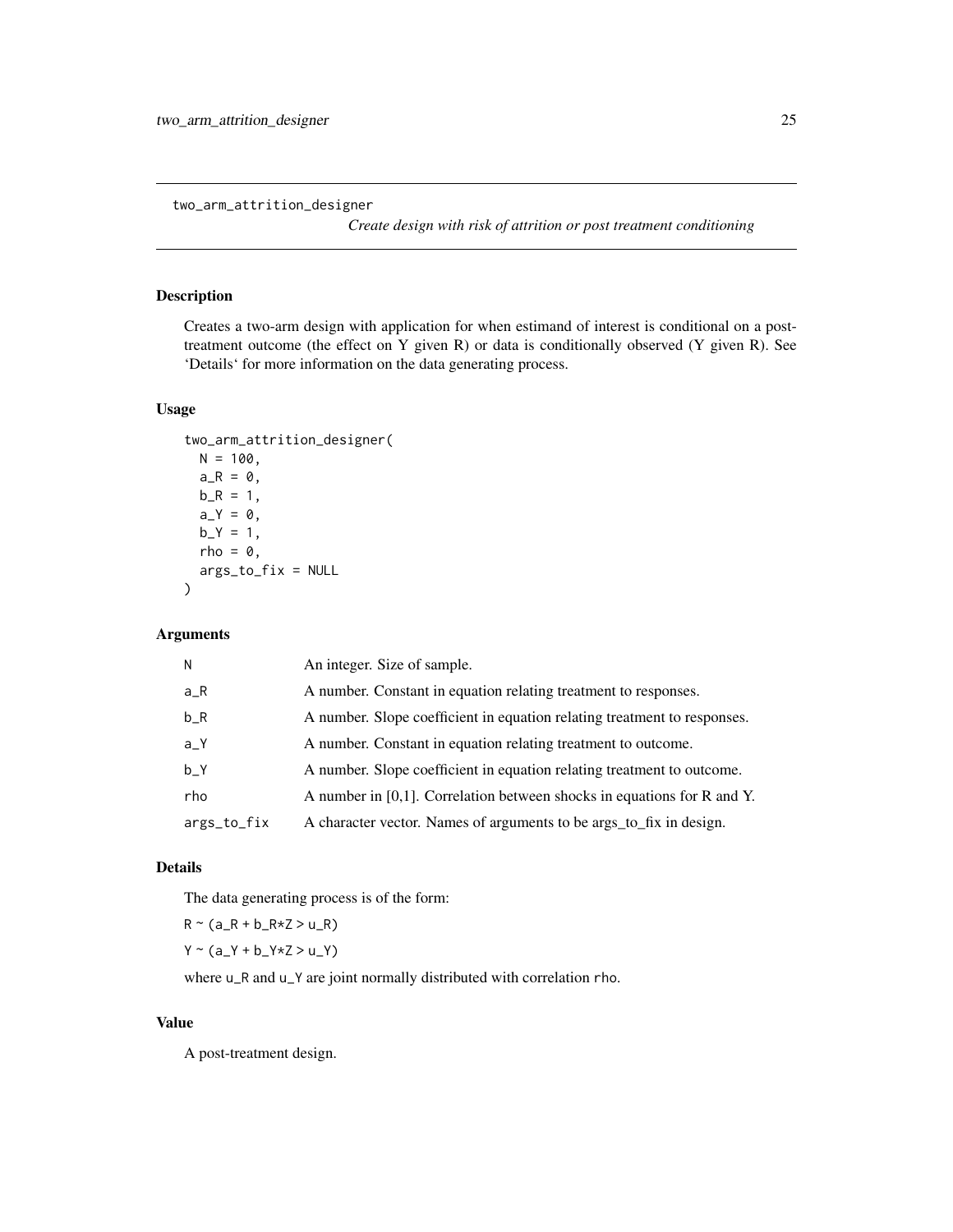`two_arm_attrition_designer`

*Create design with risk of attrition or post treatment conditioning*

## Description

Creates a two-arm design with application for when estimand of interest is conditional on a post-treatment outcome (the effect on Y given R) or data is conditionally observed (Y given R). See 'Details' for more information on the data generating process.

## Usage

```
two_arm_attrition_designer(
  N = 100,
  a_R = 0,
  b_R = 1,
  a_Y = 0,
  b_Y = 1,
  rho = 0,
  args_to_fix = NULL
)
```

## Arguments

| | |
|---|---|
| `N` | An integer. Size of sample. |
| `a_R` | A number. Constant in equation relating treatment to responses. |
| `b_R` | A number. Slope coefficient in equation relating treatment to responses. |
| `a_Y` | A number. Constant in equation relating treatment to outcome. |
| `b_Y` | A number. Slope coefficient in equation relating treatment to outcome. |
| `rho` | A number in [0,1]. Correlation between shocks in equations for R and Y. |
| `args_to_fix` | A character vector. Names of arguments to be args_to_fix in design. |

## Details

The data generating process is of the form:

`R ~ (a_R + b_R*Z > u_R)`

`Y ~ (a_Y + b_Y*Z > u_Y)`

where `u_R` and `u_Y` are joint normally distributed with correlation `rho`.

## Value

A post-treatment design.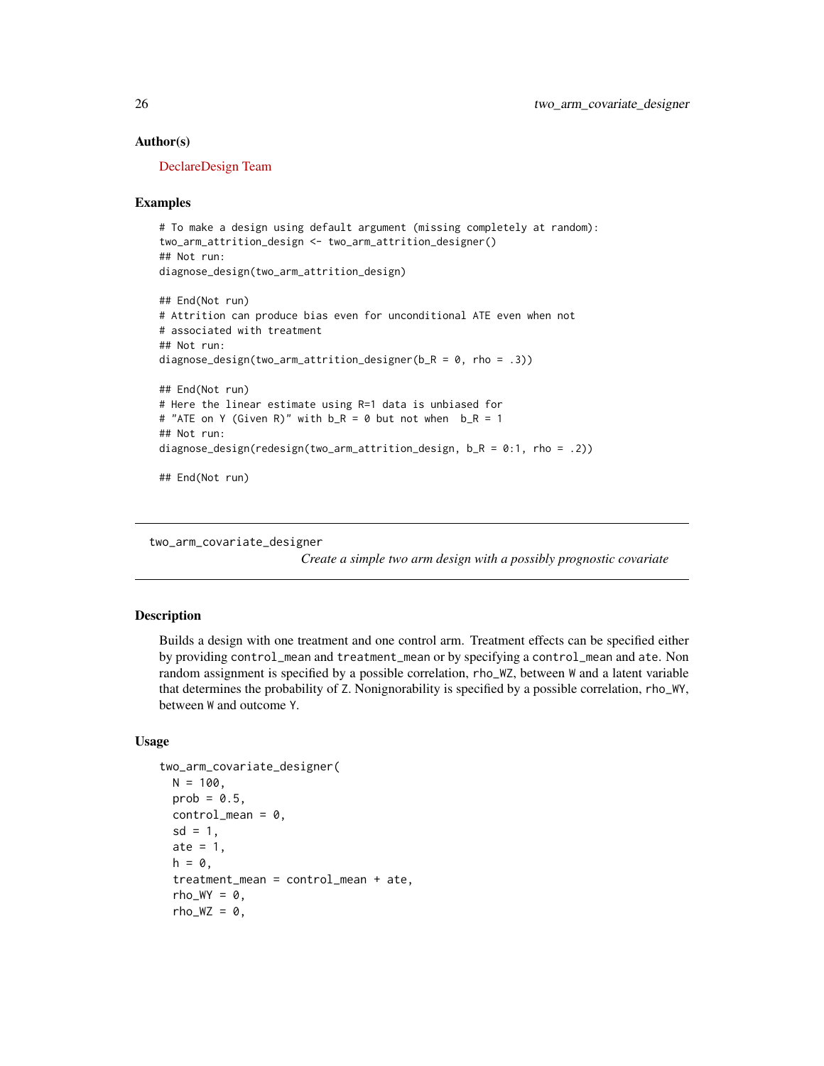### Author(s)

DeclareDesign Team

### Examples

```
# To make a design using default argument (missing completely at random):
two_arm_attrition_design <- two_arm_attrition_designer()
## Not run:
diagnose_design(two_arm_attrition_design)

## End(Not run)
# Attrition can produce bias even for unconditional ATE even when not
# associated with treatment
## Not run:
diagnose_design(two_arm_attrition_designer(b_R = 0, rho = .3))

## End(Not run)
# Here the linear estimate using R=1 data is unbiased for
# "ATE on Y (Given R)" with b_R = 0 but not when  b_R = 1
## Not run:
diagnose_design(redesign(two_arm_attrition_design, b_R = 0:1, rho = .2))

## End(Not run)
```

---

## two_arm_covariate_designer

*Create a simple two arm design with a possibly prognostic covariate*

### Description

Builds a design with one treatment and one control arm. Treatment effects can be specified either by providing `control_mean` and `treatment_mean` or by specifying a `control_mean` and `ate`. Non random assignment is specified by a possible correlation, `rho_WZ`, between `W` and a latent variable that determines the probability of `Z`. Nonignorability is specified by a possible correlation, `rho_WY`, between `W` and outcome `Y`.

### Usage

```
two_arm_covariate_designer(
  N = 100,
  prob = 0.5,
  control_mean = 0,
  sd = 1,
  ate = 1,
  h = 0,
  treatment_mean = control_mean + ate,
  rho_WY = 0,
  rho_WZ = 0,
```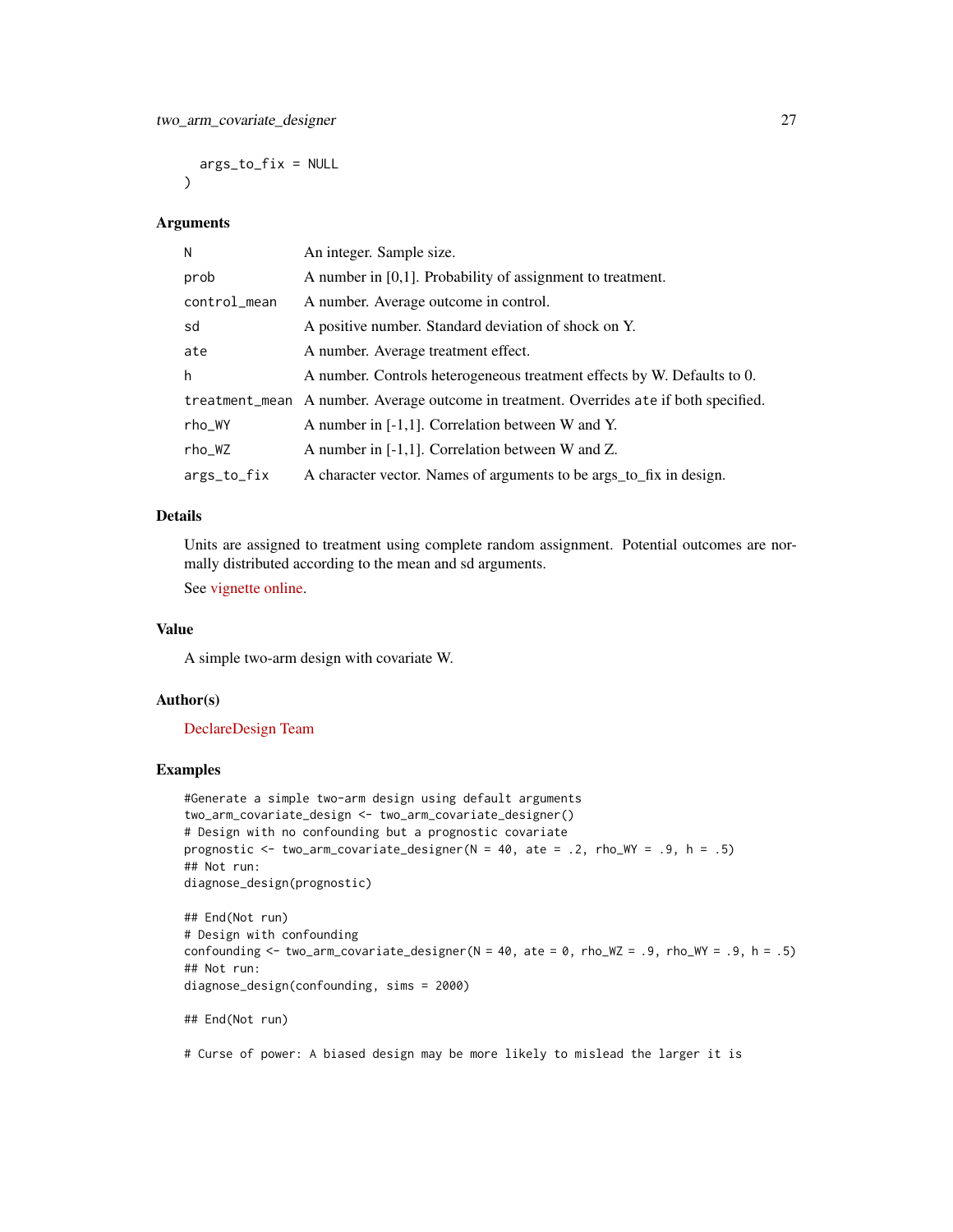```
  args_to_fix = NULL
)
```

### Arguments

| | |
|---|---|
| N | An integer. Sample size. |
| prob | A number in [0,1]. Probability of assignment to treatment. |
| control_mean | A number. Average outcome in control. |
| sd | A positive number. Standard deviation of shock on Y. |
| ate | A number. Average treatment effect. |
| h | A number. Controls heterogeneous treatment effects by W. Defaults to 0. |
| treatment_mean | A number. Average outcome in treatment. Overrides `ate` if both specified. |
| rho_WY | A number in [-1,1]. Correlation between W and Y. |
| rho_WZ | A number in [-1,1]. Correlation between W and Z. |
| args_to_fix | A character vector. Names of arguments to be args_to_fix in design. |

### Details

Units are assigned to treatment using complete random assignment. Potential outcomes are normally distributed according to the mean and sd arguments.

See vignette online.

### Value

A simple two-arm design with covariate W.

### Author(s)

DeclareDesign Team

### Examples

```
#Generate a simple two-arm design using default arguments
two_arm_covariate_design <- two_arm_covariate_designer()
# Design with no confounding but a prognostic covariate
prognostic <- two_arm_covariate_designer(N = 40, ate = .2, rho_WY = .9, h = .5)
## Not run:
diagnose_design(prognostic)

## End(Not run)
# Design with confounding
confounding <- two_arm_covariate_designer(N = 40, ate = 0, rho_WZ = .9, rho_WY = .9, h = .5)
## Not run:
diagnose_design(confounding, sims = 2000)

## End(Not run)

# Curse of power: A biased design may be more likely to mislead the larger it is
```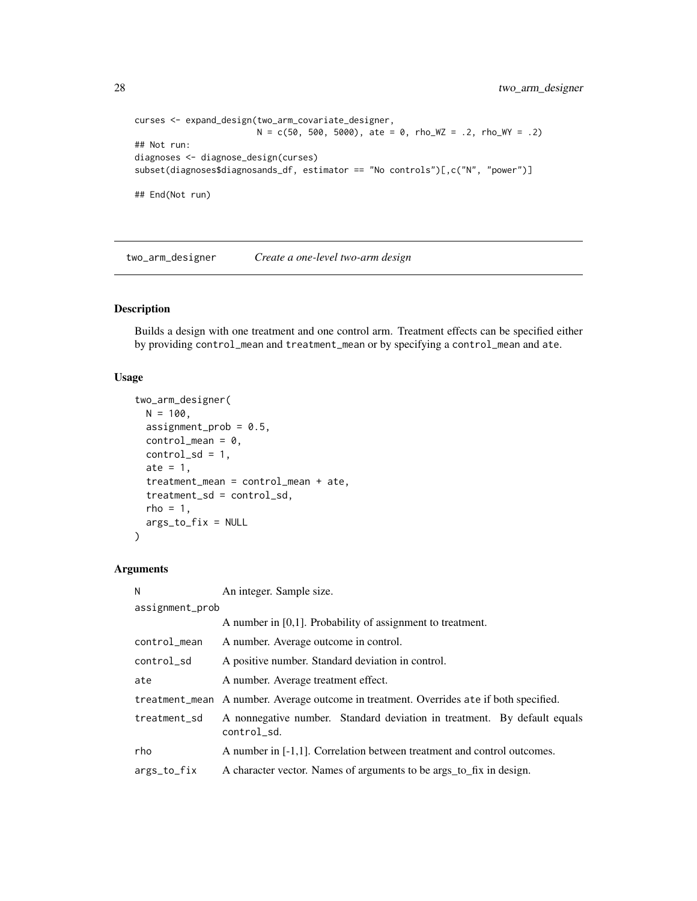```
curses <- expand_design(two_arm_covariate_designer,
                        N = c(50, 500, 5000), ate = 0, rho_WZ = .2, rho_WY = .2)
## Not run:
diagnoses <- diagnose_design(curses)
subset(diagnoses$diagnosands_df, estimator == "No controls")[,c("N", "power")]

## End(Not run)
```

## two_arm_designer *Create a one-level two-arm design*

### Description

Builds a design with one treatment and one control arm. Treatment effects can be specified either by providing `control_mean` and `treatment_mean` or by specifying a `control_mean` and `ate`.

### Usage

```
two_arm_designer(
  N = 100,
  assignment_prob = 0.5,
  control_mean = 0,
  control_sd = 1,
  ate = 1,
  treatment_mean = control_mean + ate,
  treatment_sd = control_sd,
  rho = 1,
  args_to_fix = NULL
)
```

### Arguments

| | |
|---|---|
| N | An integer. Sample size. |
| assignment_prob | A number in [0,1]. Probability of assignment to treatment. |
| control_mean | A number. Average outcome in control. |
| control_sd | A positive number. Standard deviation in control. |
| ate | A number. Average treatment effect. |
| treatment_mean | A number. Average outcome in treatment. Overrides ate if both specified. |
| treatment_sd | A nonnegative number. Standard deviation in treatment. By default equals control_sd. |
| rho | A number in [-1,1]. Correlation between treatment and control outcomes. |
| args_to_fix | A character vector. Names of arguments to be args_to_fix in design. |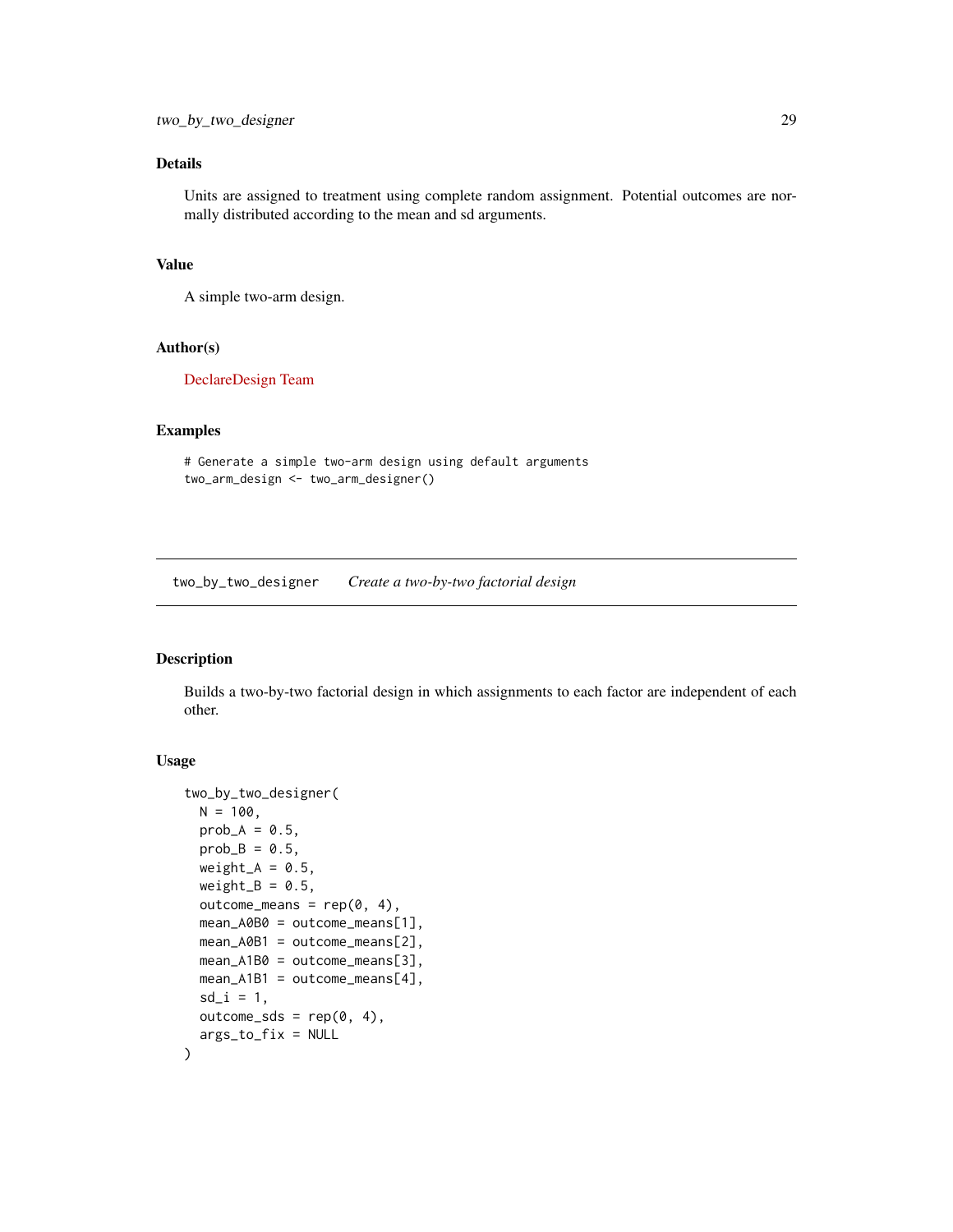### Details

Units are assigned to treatment using complete random assignment. Potential outcomes are normally distributed according to the mean and sd arguments.

### Value

A simple two-arm design.

### Author(s)

DeclareDesign Team

### Examples

```
# Generate a simple two-arm design using default arguments
two_arm_design <- two_arm_designer()
```

---

## two_by_two_designer *Create a two-by-two factorial design*

---

### Description

Builds a two-by-two factorial design in which assignments to each factor are independent of each other.

### Usage

```
two_by_two_designer(
  N = 100,
  prob_A = 0.5,
  prob_B = 0.5,
  weight_A = 0.5,
  weight_B = 0.5,
  outcome_means = rep(0, 4),
  mean_A0B0 = outcome_means[1],
  mean_A0B1 = outcome_means[2],
  mean_A1B0 = outcome_means[3],
  mean_A1B1 = outcome_means[4],
  sd_i = 1,
  outcome_sds = rep(0, 4),
  args_to_fix = NULL
)
```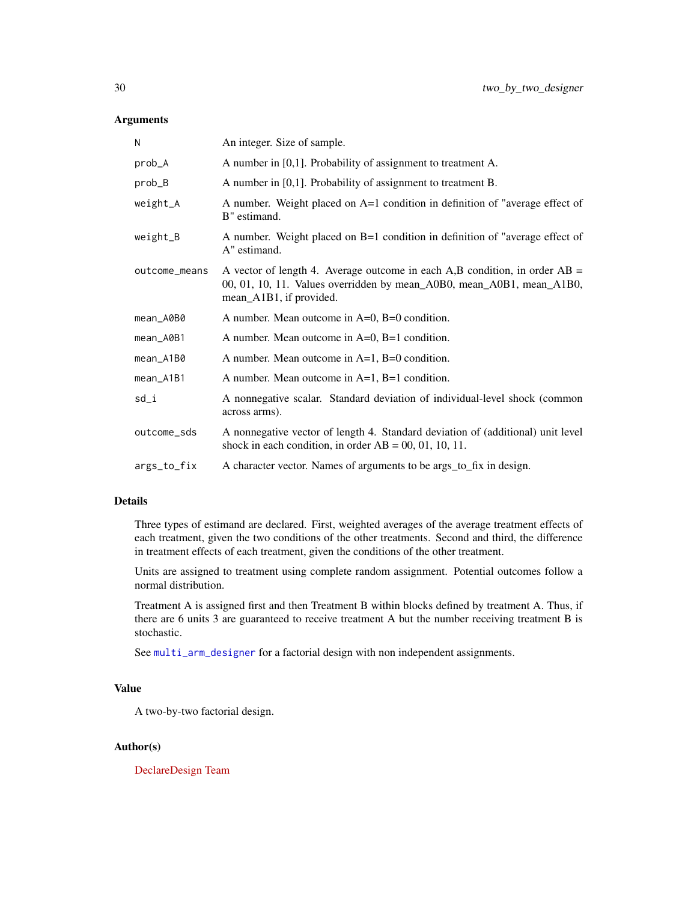## Arguments

| | |
|---|---|
| N | An integer. Size of sample. |
| prob_A | A number in [0,1]. Probability of assignment to treatment A. |
| prob_B | A number in [0,1]. Probability of assignment to treatment B. |
| weight_A | A number. Weight placed on A=1 condition in definition of "average effect of B" estimand. |
| weight_B | A number. Weight placed on B=1 condition in definition of "average effect of A" estimand. |
| outcome_means | A vector of length 4. Average outcome in each A,B condition, in order AB = 00, 01, 10, 11. Values overridden by mean_A0B0, mean_A0B1, mean_A1B0, mean_A1B1, if provided. |
| mean_A0B0 | A number. Mean outcome in A=0, B=0 condition. |
| mean_A0B1 | A number. Mean outcome in A=0, B=1 condition. |
| mean_A1B0 | A number. Mean outcome in A=1, B=0 condition. |
| mean_A1B1 | A number. Mean outcome in A=1, B=1 condition. |
| sd_i | A nonnegative scalar. Standard deviation of individual-level shock (common across arms). |
| outcome_sds | A nonnegative vector of length 4. Standard deviation of (additional) unit level shock in each condition, in order AB = 00, 01, 10, 11. |
| args_to_fix | A character vector. Names of arguments to be args_to_fix in design. |

## Details

Three types of estimand are declared. First, weighted averages of the average treatment effects of each treatment, given the two conditions of the other treatments. Second and third, the difference in treatment effects of each treatment, given the conditions of the other treatment.

Units are assigned to treatment using complete random assignment. Potential outcomes follow a normal distribution.

Treatment A is assigned first and then Treatment B within blocks defined by treatment A. Thus, if there are 6 units 3 are guaranteed to receive treatment A but the number receiving treatment B is stochastic.

See `multi_arm_designer` for a factorial design with non independent assignments.

## Value

A two-by-two factorial design.

## Author(s)

DeclareDesign Team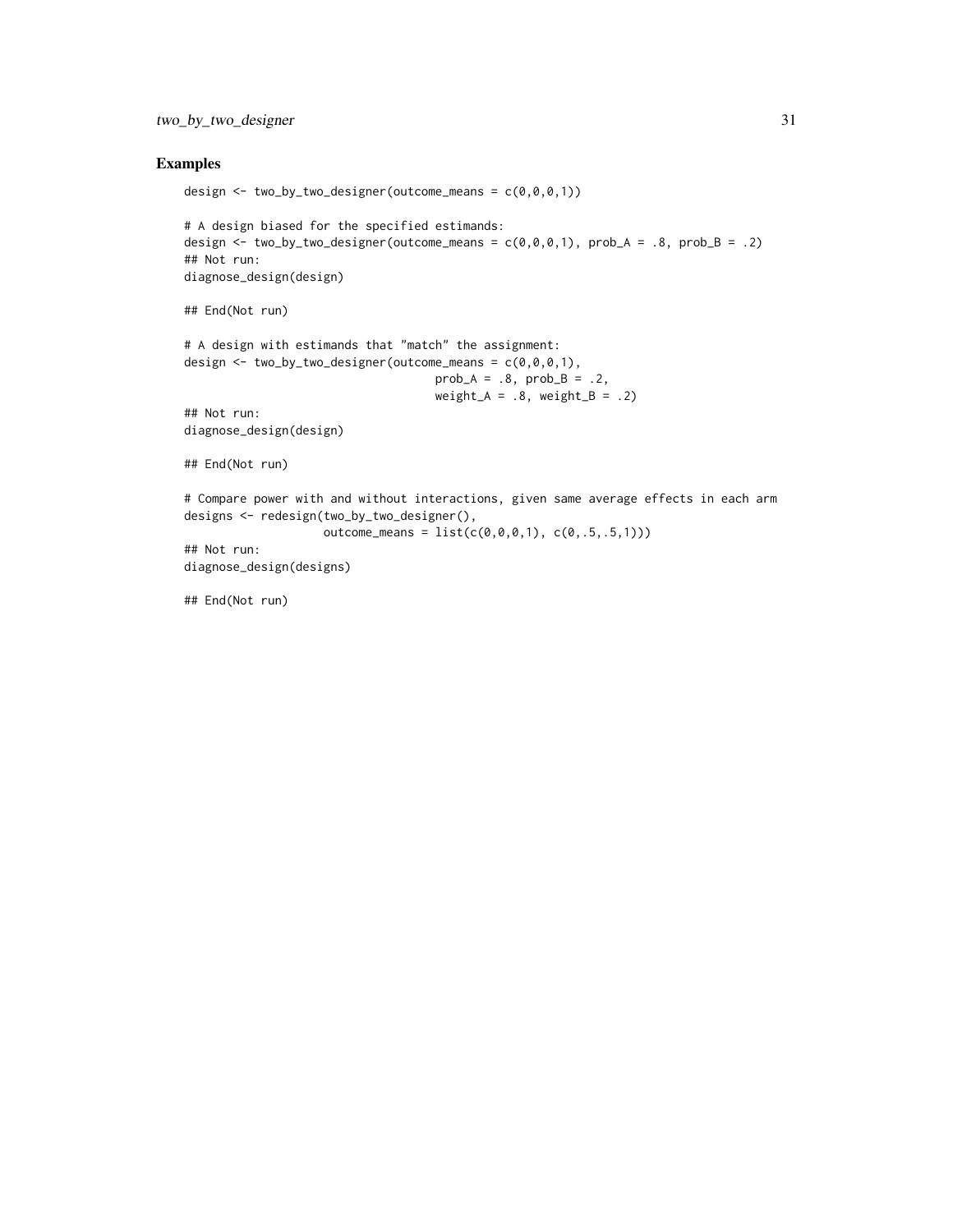## Examples

```
design <- two_by_two_designer(outcome_means = c(0,0,0,1))

# A design biased for the specified estimands:
design <- two_by_two_designer(outcome_means = c(0,0,0,1), prob_A = .8, prob_B = .2)
## Not run:
diagnose_design(design)

## End(Not run)

# A design with estimands that "match" the assignment:
design <- two_by_two_designer(outcome_means = c(0,0,0,1),
                                    prob_A = .8, prob_B = .2,
                                    weight_A = .8, weight_B = .2)
## Not run:
diagnose_design(design)

## End(Not run)

# Compare power with and without interactions, given same average effects in each arm
designs <- redesign(two_by_two_designer(),
                    outcome_means = list(c(0,0,0,1), c(0,.5,.5,1)))
## Not run:
diagnose_design(designs)

## End(Not run)
```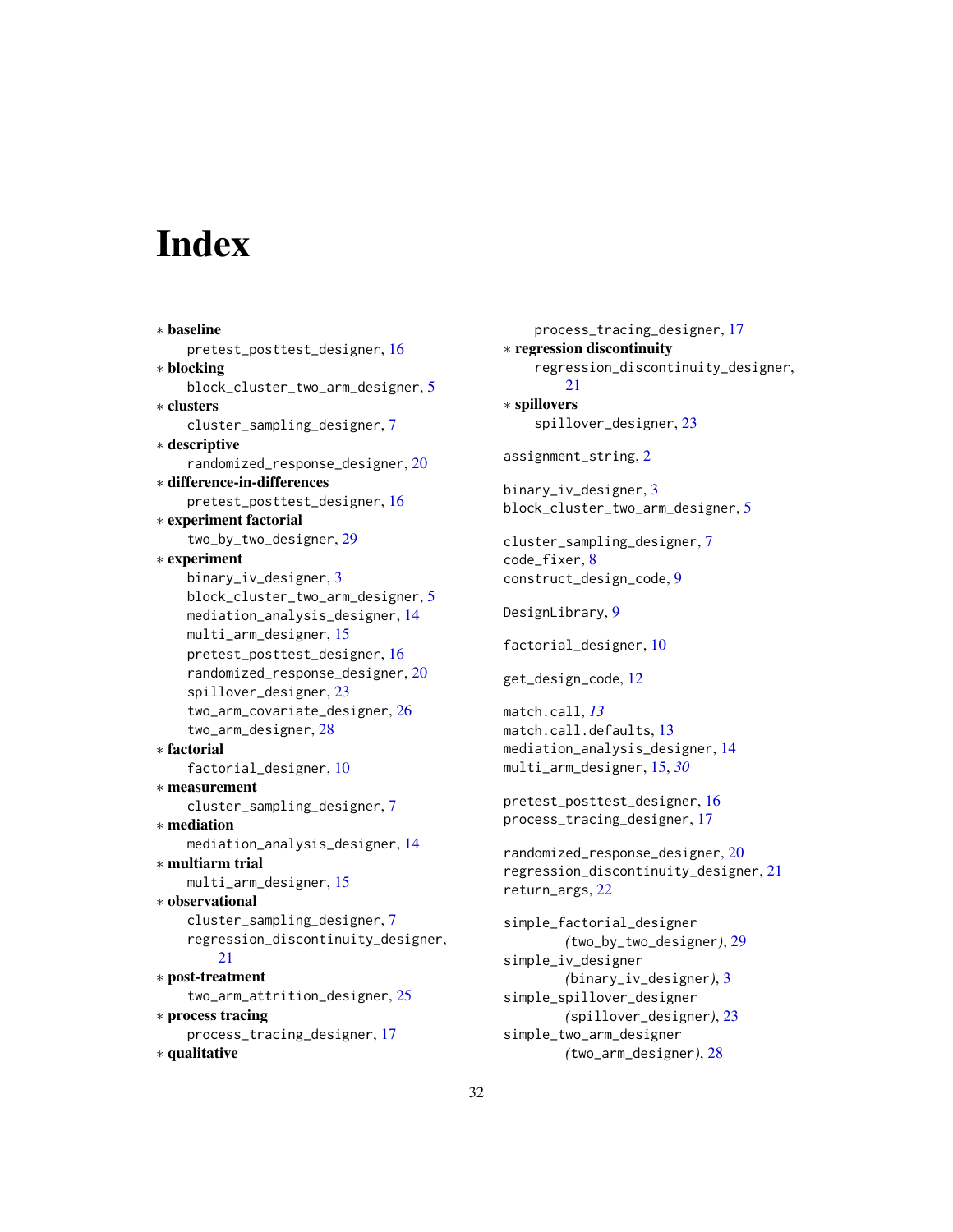# Index

∗ **baseline**
    pretest_posttest_designer, 16
∗ **blocking**
    block_cluster_two_arm_designer, 5
∗ **clusters**
    cluster_sampling_designer, 7
∗ **descriptive**
    randomized_response_designer, 20
∗ **difference-in-differences**
    pretest_posttest_designer, 16
∗ **experiment factorial**
    two_by_two_designer, 29
∗ **experiment**
    binary_iv_designer, 3
    block_cluster_two_arm_designer, 5
    mediation_analysis_designer, 14
    multi_arm_designer, 15
    pretest_posttest_designer, 16
    randomized_response_designer, 20
    spillover_designer, 23
    two_arm_covariate_designer, 26
    two_arm_designer, 28
∗ **factorial**
    factorial_designer, 10
∗ **measurement**
    cluster_sampling_designer, 7
∗ **mediation**
    mediation_analysis_designer, 14
∗ **multiarm trial**
    multi_arm_designer, 15
∗ **observational**
    cluster_sampling_designer, 7
    regression_discontinuity_designer, 21
∗ **post-treatment**
    two_arm_attrition_designer, 25
∗ **process tracing**
    process_tracing_designer, 17
∗ **qualitative**
    process_tracing_designer, 17
∗ **regression discontinuity**
    regression_discontinuity_designer, 21
∗ **spillovers**
    spillover_designer, 23

assignment_string, 2

binary_iv_designer, 3
block_cluster_two_arm_designer, 5

cluster_sampling_designer, 7
code_fixer, 8
construct_design_code, 9

DesignLibrary, 9

factorial_designer, 10

get_design_code, 12

match.call, *13*
match.call.defaults, 13
mediation_analysis_designer, 14
multi_arm_designer, 15, *30*

pretest_posttest_designer, 16
process_tracing_designer, 17

randomized_response_designer, 20
regression_discontinuity_designer, 21
return_args, 22

simple_factorial_designer
    *(*two_by_two_designer*)*, 29
simple_iv_designer
    *(*binary_iv_designer*)*, 3
simple_spillover_designer
    *(*spillover_designer*)*, 23
simple_two_arm_designer
    *(*two_arm_designer*)*, 28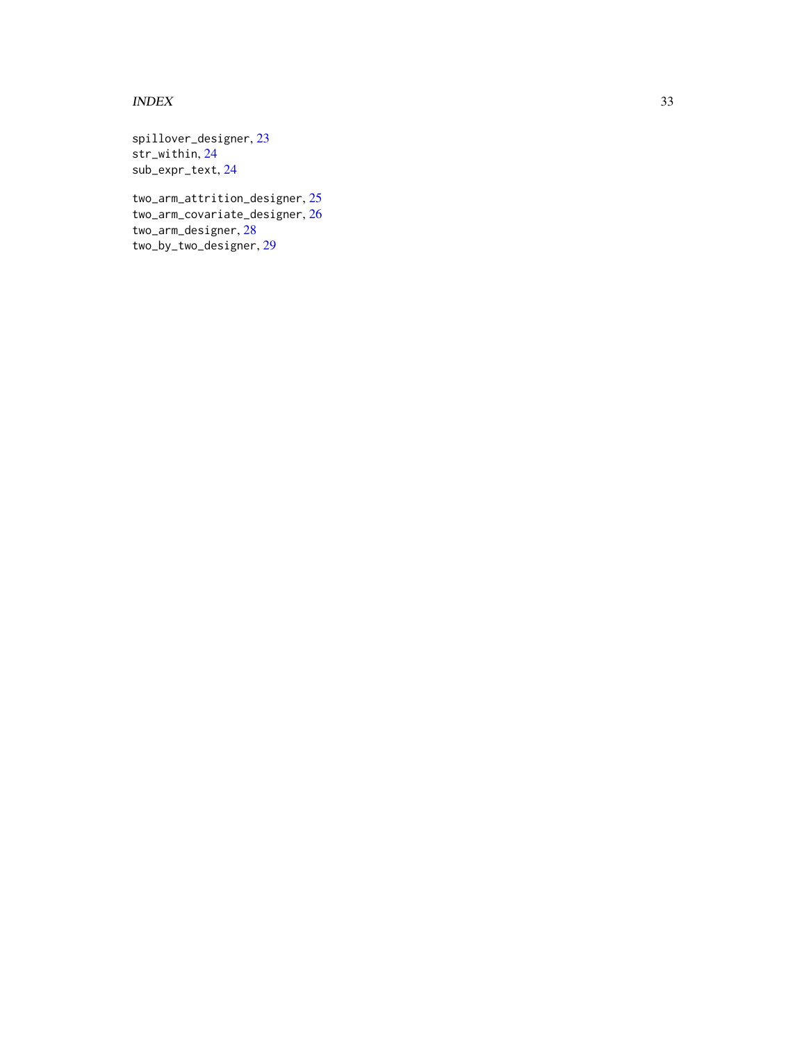spillover_designer, 23
str_within, 24
sub_expr_text, 24

two_arm_attrition_designer, 25
two_arm_covariate_designer, 26
two_arm_designer, 28
two_by_two_designer, 29